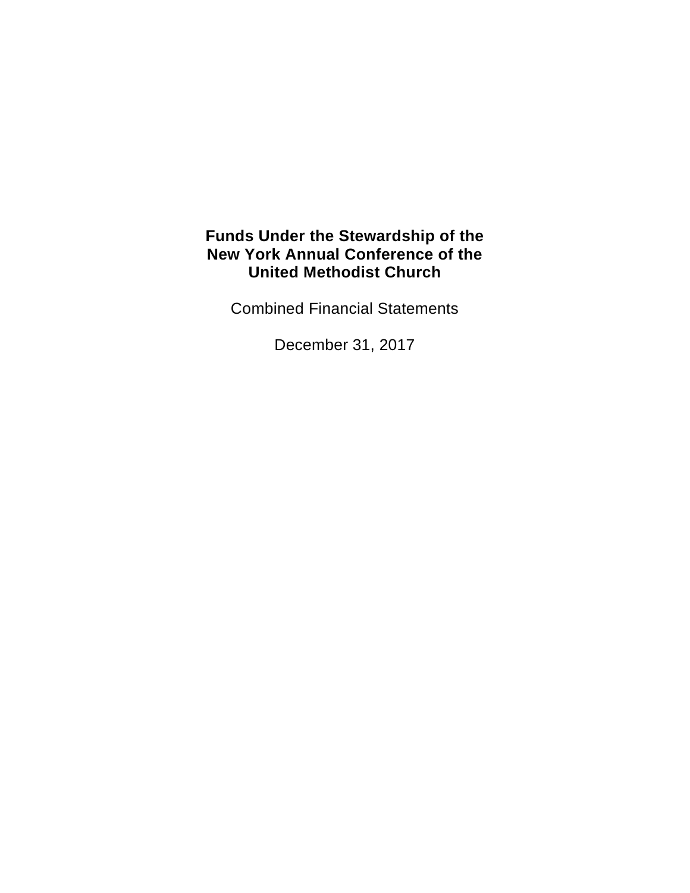# Funds Under the Stewardship of the New York Annual Conference of the United Methodist Church

Combined Financial Statements

December 31, 2017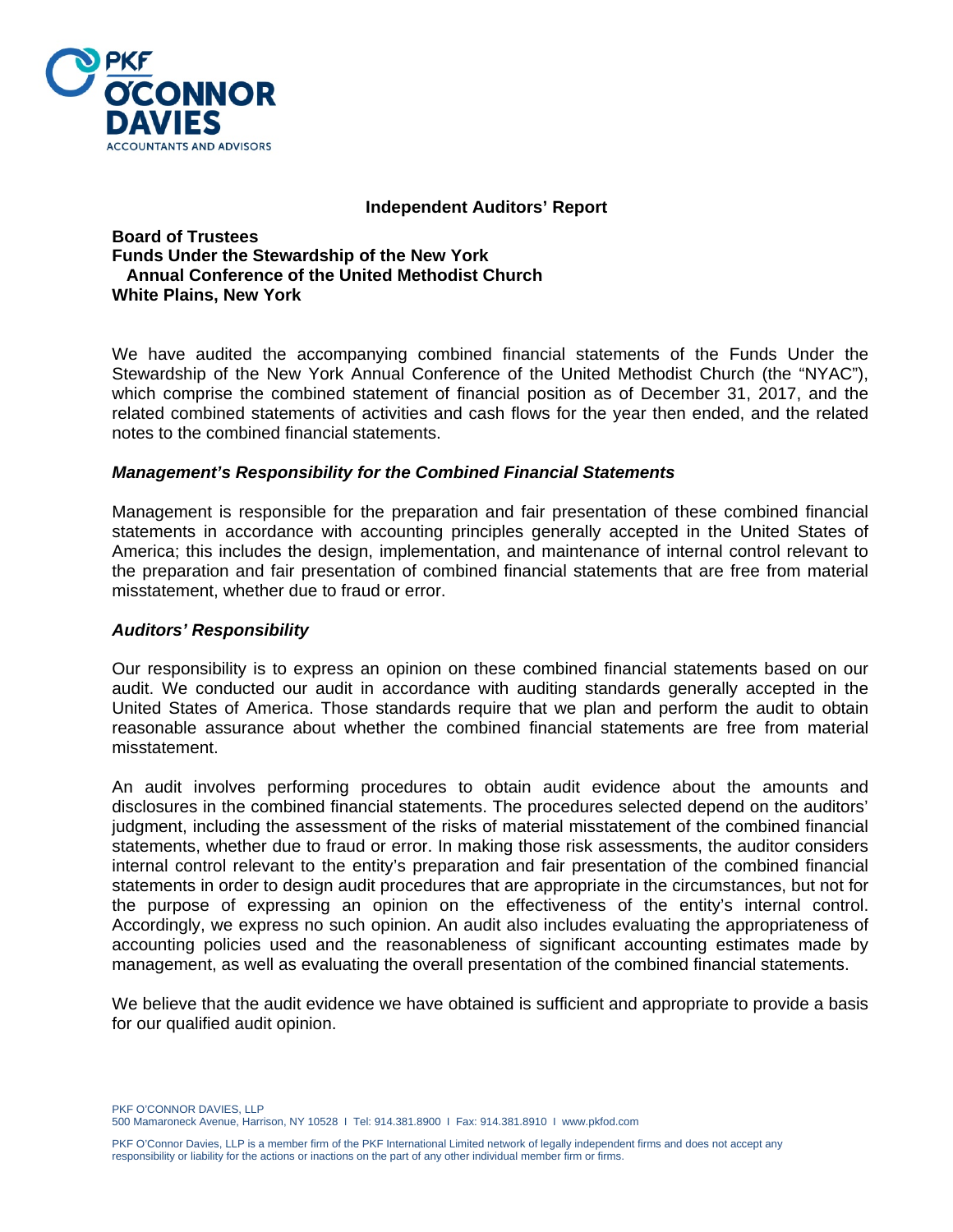**Independent Auditors' Report**

**Board of Trustees**
**Funds Under the Stewardship of the New York Annual Conference of the United Methodist Church**
**White Plains, New York**

We have audited the accompanying combined financial statements of the Funds Under the Stewardship of the New York Annual Conference of the United Methodist Church (the "NYAC"), which comprise the combined statement of financial position as of December 31, 2017, and the related combined statements of activities and cash flows for the year then ended, and the related notes to the combined financial statements.

### *Management's Responsibility for the Combined Financial Statements*

Management is responsible for the preparation and fair presentation of these combined financial statements in accordance with accounting principles generally accepted in the United States of America; this includes the design, implementation, and maintenance of internal control relevant to the preparation and fair presentation of combined financial statements that are free from material misstatement, whether due to fraud or error.

### *Auditors' Responsibility*

Our responsibility is to express an opinion on these combined financial statements based on our audit. We conducted our audit in accordance with auditing standards generally accepted in the United States of America. Those standards require that we plan and perform the audit to obtain reasonable assurance about whether the combined financial statements are free from material misstatement.

An audit involves performing procedures to obtain audit evidence about the amounts and disclosures in the combined financial statements. The procedures selected depend on the auditors' judgment, including the assessment of the risks of material misstatement of the combined financial statements, whether due to fraud or error. In making those risk assessments, the auditor considers internal control relevant to the entity's preparation and fair presentation of the combined financial statements in order to design audit procedures that are appropriate in the circumstances, but not for the purpose of expressing an opinion on the effectiveness of the entity's internal control. Accordingly, we express no such opinion. An audit also includes evaluating the appropriateness of accounting policies used and the reasonableness of significant accounting estimates made by management, as well as evaluating the overall presentation of the combined financial statements.

We believe that the audit evidence we have obtained is sufficient and appropriate to provide a basis for our qualified audit opinion.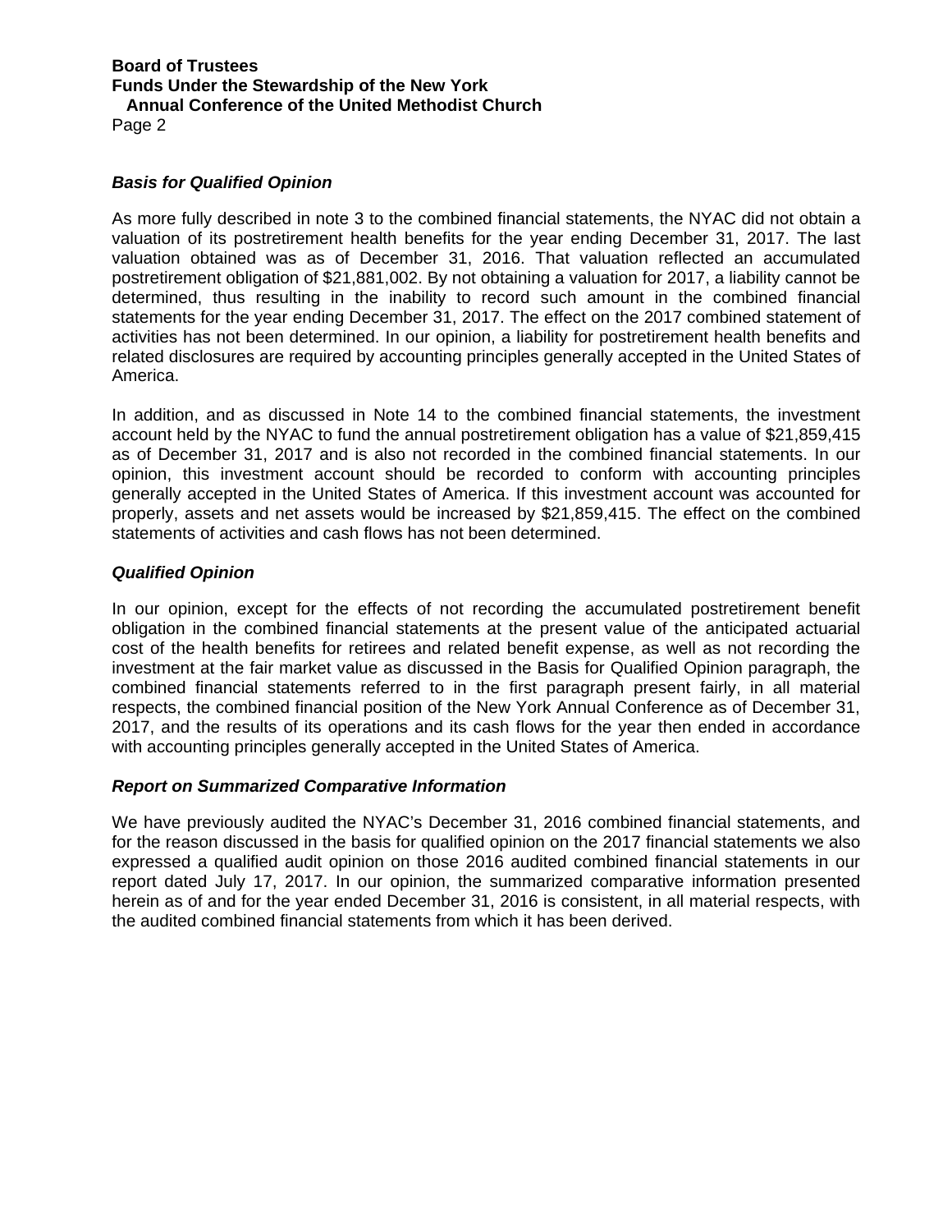### Basis for Qualified Opinion

As more fully described in note 3 to the combined financial statements, the NYAC did not obtain a valuation of its postretirement health benefits for the year ending December 31, 2017. The last valuation obtained was as of December 31, 2016. That valuation reflected an accumulated postretirement obligation of $21,881,002. By not obtaining a valuation for 2017, a liability cannot be determined, thus resulting in the inability to record such amount in the combined financial statements for the year ending December 31, 2017. The effect on the 2017 combined statement of activities has not been determined. In our opinion, a liability for postretirement health benefits and related disclosures are required by accounting principles generally accepted in the United States of America.

In addition, and as discussed in Note 14 to the combined financial statements, the investment account held by the NYAC to fund the annual postretirement obligation has a value of $21,859,415 as of December 31, 2017 and is also not recorded in the combined financial statements. In our opinion, this investment account should be recorded to conform with accounting principles generally accepted in the United States of America. If this investment account was accounted for properly, assets and net assets would be increased by $21,859,415. The effect on the combined statements of activities and cash flows has not been determined.

### Qualified Opinion

In our opinion, except for the effects of not recording the accumulated postretirement benefit obligation in the combined financial statements at the present value of the anticipated actuarial cost of the health benefits for retirees and related benefit expense, as well as not recording the investment at the fair market value as discussed in the Basis for Qualified Opinion paragraph, the combined financial statements referred to in the first paragraph present fairly, in all material respects, the combined financial position of the New York Annual Conference as of December 31, 2017, and the results of its operations and its cash flows for the year then ended in accordance with accounting principles generally accepted in the United States of America.

### Report on Summarized Comparative Information

We have previously audited the NYAC's December 31, 2016 combined financial statements, and for the reason discussed in the basis for qualified opinion on the 2017 financial statements we also expressed a qualified audit opinion on those 2016 audited combined financial statements in our report dated July 17, 2017. In our opinion, the summarized comparative information presented herein as of and for the year ended December 31, 2016 is consistent, in all material respects, with the audited combined financial statements from which it has been derived.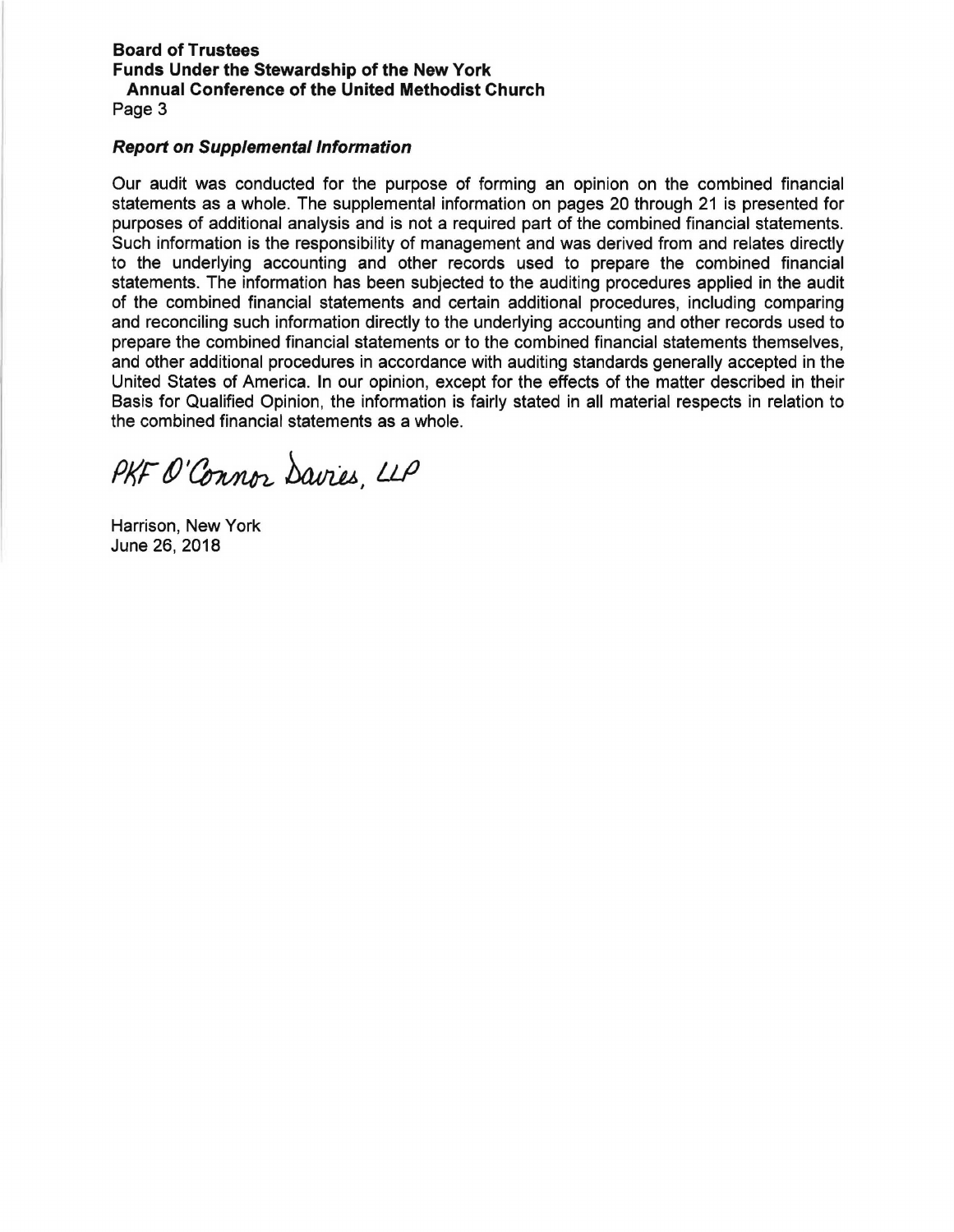Board of Trustees
Funds Under the Stewardship of the New York
Annual Conference of the United Methodist Church

### *Report on Supplemental Information*

Our audit was conducted for the purpose of forming an opinion on the combined financial statements as a whole. The supplemental information on pages 20 through 21 is presented for purposes of additional analysis and is not a required part of the combined financial statements. Such information is the responsibility of management and was derived from and relates directly to the underlying accounting and other records used to prepare the combined financial statements. The information has been subjected to the auditing procedures applied in the audit of the combined financial statements and certain additional procedures, including comparing and reconciling such information directly to the underlying accounting and other records used to prepare the combined financial statements or to the combined financial statements themselves, and other additional procedures in accordance with auditing standards generally accepted in the United States of America. In our opinion, except for the effects of the matter described in their Basis for Qualified Opinion, the information is fairly stated in all material respects in relation to the combined financial statements as a whole.

PKF O'Connor Davies, LLP

Harrison, New York
June 26, 2018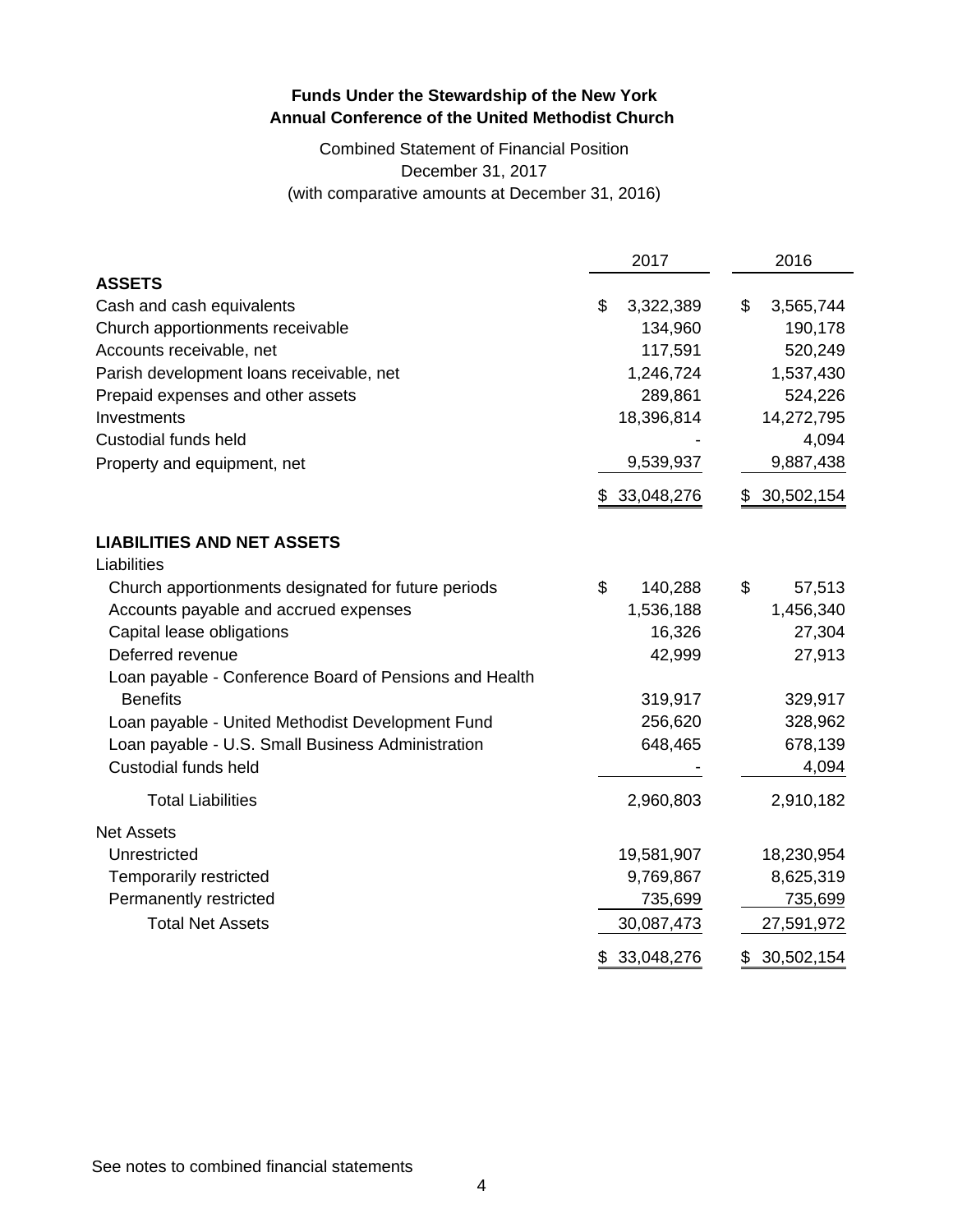**Funds Under the Stewardship of the New York Annual Conference of the United Methodist Church**

Combined Statement of Financial Position
December 31, 2017
(with comparative amounts at December 31, 2016)

| | 2017 | 2016 |
|---|---|---|
| **ASSETS** | | |
| Cash and cash equivalents | $ 3,322,389 | $ 3,565,744 |
| Church apportionments receivable | 134,960 | 190,178 |
| Accounts receivable, net | 117,591 | 520,249 |
| Parish development loans receivable, net | 1,246,724 | 1,537,430 |
| Prepaid expenses and other assets | 289,861 | 524,226 |
| Investments | 18,396,814 | 14,272,795 |
| Custodial funds held | - | 4,094 |
| Property and equipment, net | 9,539,937 | 9,887,438 |
| | $ 33,048,276 | $ 30,502,154 |
| **LIABILITIES AND NET ASSETS** | | |
| Liabilities | | |
| Church apportionments designated for future periods | $ 140,288 | $ 57,513 |
| Accounts payable and accrued expenses | 1,536,188 | 1,456,340 |
| Capital lease obligations | 16,326 | 27,304 |
| Deferred revenue | 42,999 | 27,913 |
| Loan payable - Conference Board of Pensions and Health Benefits | 319,917 | 329,917 |
| Loan payable - United Methodist Development Fund | 256,620 | 328,962 |
| Loan payable - U.S. Small Business Administration | 648,465 | 678,139 |
| Custodial funds held | - | 4,094 |
| Total Liabilities | 2,960,803 | 2,910,182 |
| Net Assets | | |
| Unrestricted | 19,581,907 | 18,230,954 |
| Temporarily restricted | 9,769,867 | 8,625,319 |
| Permanently restricted | 735,699 | 735,699 |
| Total Net Assets | 30,087,473 | 27,591,972 |
| | $ 33,048,276 | $ 30,502,154 |

See notes to combined financial statements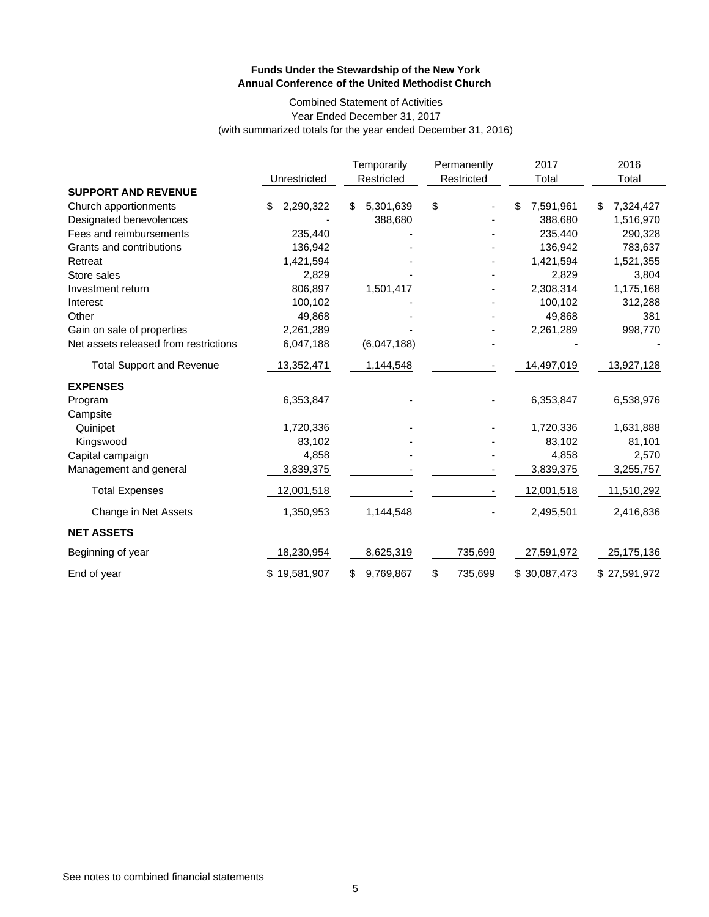**Funds Under the Stewardship of the New York Annual Conference of the United Methodist Church**

Combined Statement of Activities
Year Ended December 31, 2017
(with summarized totals for the year ended December 31, 2016)

| | Unrestricted | Temporarily Restricted | Permanently Restricted | 2017 Total | 2016 Total |
|---|---|---|---|---|---|
| **SUPPORT AND REVENUE** | | | | | |
| Church apportionments | $ 2,290,322 | $ 5,301,639 | $ - | $ 7,591,961 | $ 7,324,427 |
| Designated benevolences | - | 388,680 | - | 388,680 | 1,516,970 |
| Fees and reimbursements | 235,440 | - | - | 235,440 | 290,328 |
| Grants and contributions | 136,942 | - | - | 136,942 | 783,637 |
| Retreat | 1,421,594 | - | - | 1,421,594 | 1,521,355 |
| Store sales | 2,829 | - | - | 2,829 | 3,804 |
| Investment return | 806,897 | 1,501,417 | - | 2,308,314 | 1,175,168 |
| Interest | 100,102 | - | - | 100,102 | 312,288 |
| Other | 49,868 | - | - | 49,868 | 381 |
| Gain on sale of properties | 2,261,289 | - | - | 2,261,289 | 998,770 |
| Net assets released from restrictions | 6,047,188 | (6,047,188) | - | - | - |
| Total Support and Revenue | 13,352,471 | 1,144,548 | - | 14,497,019 | 13,927,128 |
| **EXPENSES** | | | | | |
| Program | 6,353,847 | - | - | 6,353,847 | 6,538,976 |
| Campsite | | | | | |
| Quinipet | 1,720,336 | - | - | 1,720,336 | 1,631,888 |
| Kingswood | 83,102 | - | - | 83,102 | 81,101 |
| Capital campaign | 4,858 | - | - | 4,858 | 2,570 |
| Management and general | 3,839,375 | - | - | 3,839,375 | 3,255,757 |
| Total Expenses | 12,001,518 | - | - | 12,001,518 | 11,510,292 |
| Change in Net Assets | 1,350,953 | 1,144,548 | - | 2,495,501 | 2,416,836 |
| **NET ASSETS** | | | | | |
| Beginning of year | 18,230,954 | 8,625,319 | 735,699 | 27,591,972 | 25,175,136 |
| End of year | $ 19,581,907 | $ 9,769,867 | $ 735,699 | $ 30,087,473 | $ 27,591,972 |

See notes to combined financial statements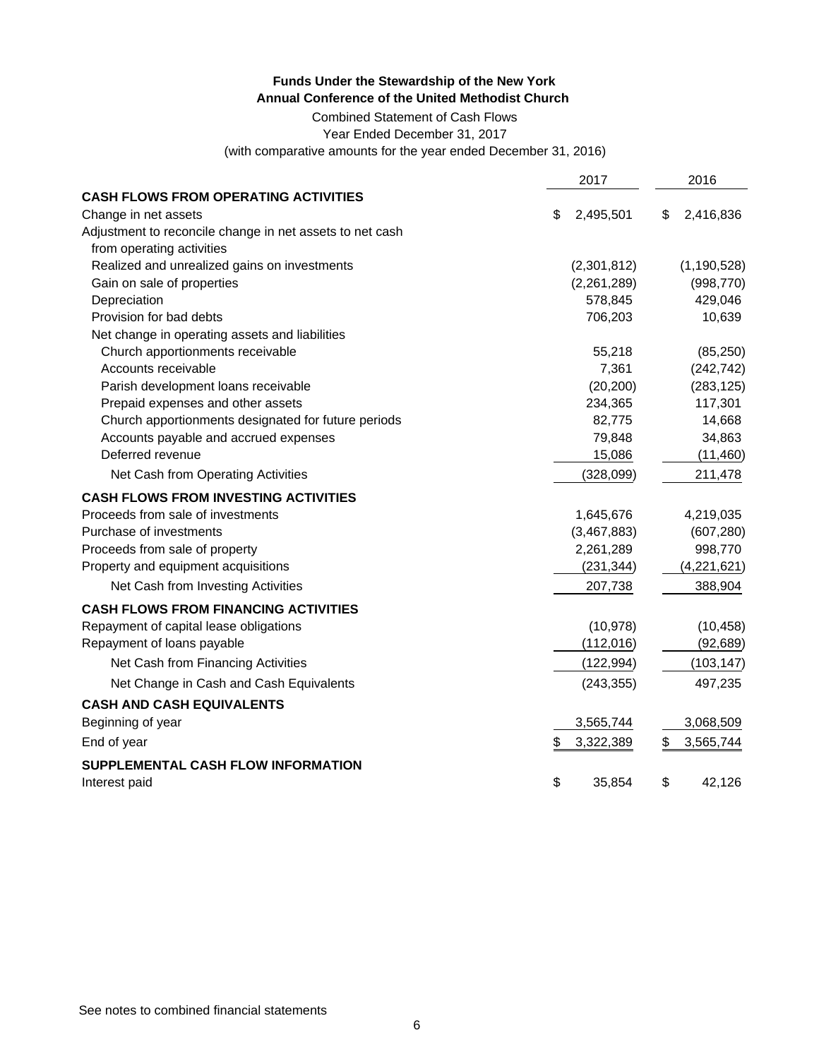**Funds Under the Stewardship of the New York Annual Conference of the United Methodist Church**

Combined Statement of Cash Flows
Year Ended December 31, 2017
(with comparative amounts for the year ended December 31, 2016)

| | 2017 | 2016 |
|---|---|---|
| **CASH FLOWS FROM OPERATING ACTIVITIES** | | |
| Change in net assets | $ 2,495,501 | $ 2,416,836 |
| Adjustment to reconcile change in net assets to net cash from operating activities | | |
| Realized and unrealized gains on investments | (2,301,812) | (1,190,528) |
| Gain on sale of properties | (2,261,289) | (998,770) |
| Depreciation | 578,845 | 429,046 |
| Provision for bad debts | 706,203 | 10,639 |
| Net change in operating assets and liabilities | | |
| Church apportionments receivable | 55,218 | (85,250) |
| Accounts receivable | 7,361 | (242,742) |
| Parish development loans receivable | (20,200) | (283,125) |
| Prepaid expenses and other assets | 234,365 | 117,301 |
| Church apportionments designated for future periods | 82,775 | 14,668 |
| Accounts payable and accrued expenses | 79,848 | 34,863 |
| Deferred revenue | 15,086 | (11,460) |
| Net Cash from Operating Activities | (328,099) | 211,478 |
| **CASH FLOWS FROM INVESTING ACTIVITIES** | | |
| Proceeds from sale of investments | 1,645,676 | 4,219,035 |
| Purchase of investments | (3,467,883) | (607,280) |
| Proceeds from sale of property | 2,261,289 | 998,770 |
| Property and equipment acquisitions | (231,344) | (4,221,621) |
| Net Cash from Investing Activities | 207,738 | 388,904 |
| **CASH FLOWS FROM FINANCING ACTIVITIES** | | |
| Repayment of capital lease obligations | (10,978) | (10,458) |
| Repayment of loans payable | (112,016) | (92,689) |
| Net Cash from Financing Activities | (122,994) | (103,147) |
| Net Change in Cash and Cash Equivalents | (243,355) | 497,235 |
| **CASH AND CASH EQUIVALENTS** | | |
| Beginning of year | 3,565,744 | 3,068,509 |
| End of year | $ 3,322,389 | $ 3,565,744 |
| **SUPPLEMENTAL CASH FLOW INFORMATION** | | |
| Interest paid | $ 35,854 | $ 42,126 |

See notes to combined financial statements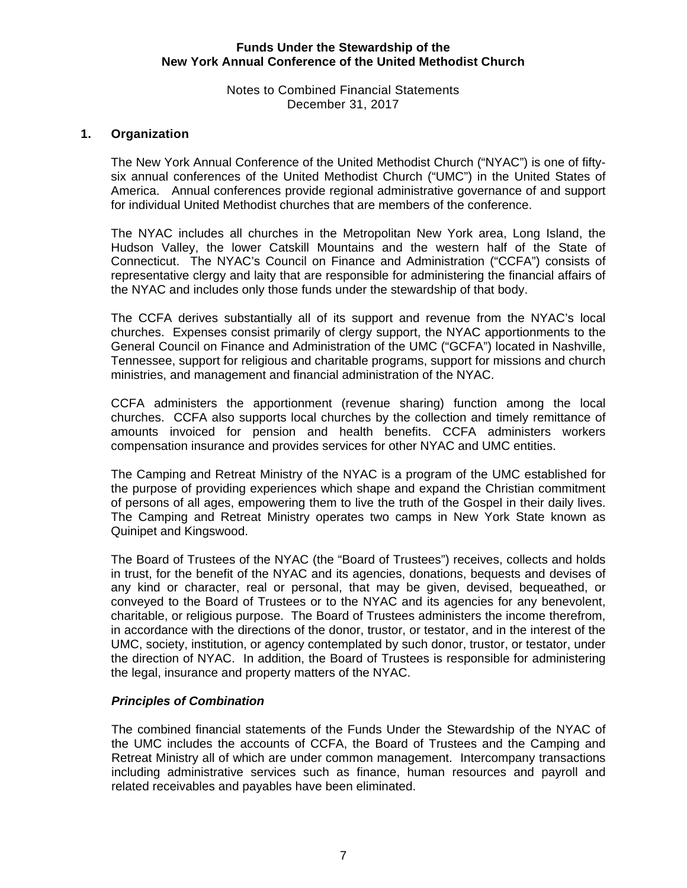**Funds Under the Stewardship of the**
**New York Annual Conference of the United Methodist Church**

Notes to Combined Financial Statements
December 31, 2017

## 1. Organization

The New York Annual Conference of the United Methodist Church ("NYAC") is one of fifty-six annual conferences of the United Methodist Church ("UMC") in the United States of America. Annual conferences provide regional administrative governance of and support for individual United Methodist churches that are members of the conference.

The NYAC includes all churches in the Metropolitan New York area, Long Island, the Hudson Valley, the lower Catskill Mountains and the western half of the State of Connecticut. The NYAC's Council on Finance and Administration ("CCFA") consists of representative clergy and laity that are responsible for administering the financial affairs of the NYAC and includes only those funds under the stewardship of that body.

The CCFA derives substantially all of its support and revenue from the NYAC's local churches. Expenses consist primarily of clergy support, the NYAC apportionments to the General Council on Finance and Administration of the UMC ("GCFA") located in Nashville, Tennessee, support for religious and charitable programs, support for missions and church ministries, and management and financial administration of the NYAC.

CCFA administers the apportionment (revenue sharing) function among the local churches. CCFA also supports local churches by the collection and timely remittance of amounts invoiced for pension and health benefits. CCFA administers workers compensation insurance and provides services for other NYAC and UMC entities.

The Camping and Retreat Ministry of the NYAC is a program of the UMC established for the purpose of providing experiences which shape and expand the Christian commitment of persons of all ages, empowering them to live the truth of the Gospel in their daily lives. The Camping and Retreat Ministry operates two camps in New York State known as Quinipet and Kingswood.

The Board of Trustees of the NYAC (the "Board of Trustees") receives, collects and holds in trust, for the benefit of the NYAC and its agencies, donations, bequests and devises of any kind or character, real or personal, that may be given, devised, bequeathed, or conveyed to the Board of Trustees or to the NYAC and its agencies for any benevolent, charitable, or religious purpose. The Board of Trustees administers the income therefrom, in accordance with the directions of the donor, trustor, or testator, and in the interest of the UMC, society, institution, or agency contemplated by such donor, trustor, or testator, under the direction of NYAC. In addition, the Board of Trustees is responsible for administering the legal, insurance and property matters of the NYAC.

### *Principles of Combination*

The combined financial statements of the Funds Under the Stewardship of the NYAC of the UMC includes the accounts of CCFA, the Board of Trustees and the Camping and Retreat Ministry all of which are under common management. Intercompany transactions including administrative services such as finance, human resources and payroll and related receivables and payables have been eliminated.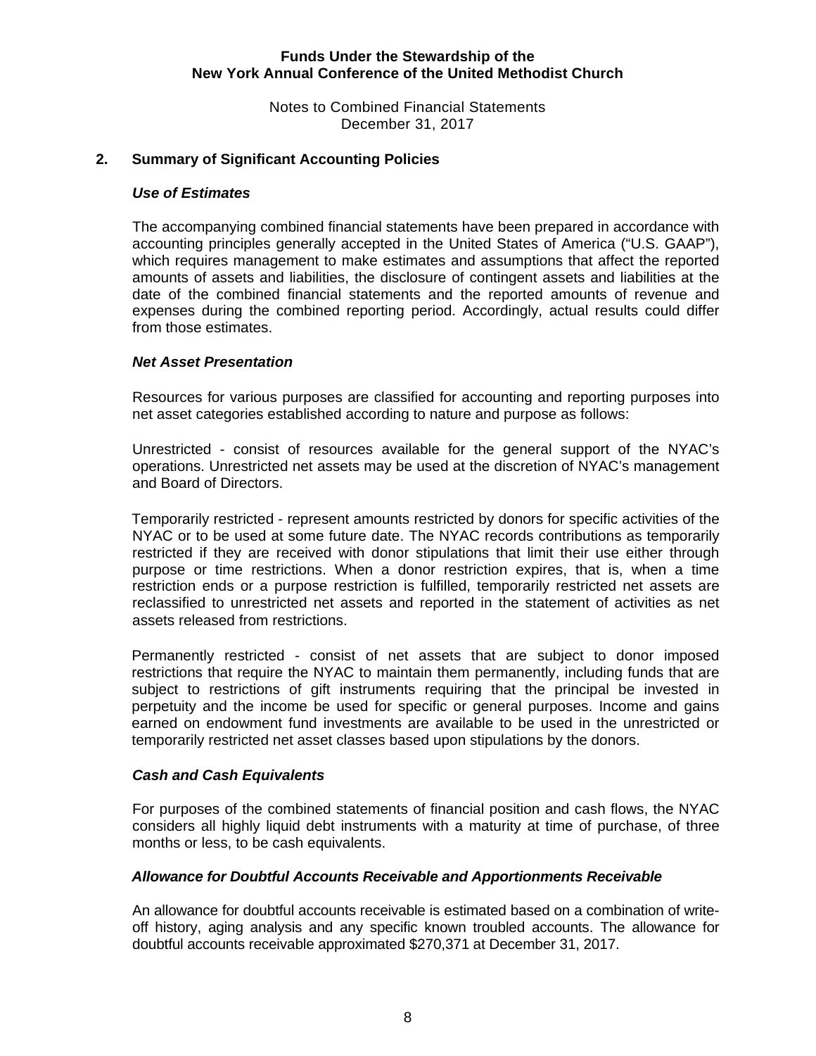**Funds Under the Stewardship of the**
**New York Annual Conference of the United Methodist Church**

Notes to Combined Financial Statements
December 31, 2017

## 2. Summary of Significant Accounting Policies

### *Use of Estimates*

The accompanying combined financial statements have been prepared in accordance with accounting principles generally accepted in the United States of America ("U.S. GAAP"), which requires management to make estimates and assumptions that affect the reported amounts of assets and liabilities, the disclosure of contingent assets and liabilities at the date of the combined financial statements and the reported amounts of revenue and expenses during the combined reporting period. Accordingly, actual results could differ from those estimates.

### *Net Asset Presentation*

Resources for various purposes are classified for accounting and reporting purposes into net asset categories established according to nature and purpose as follows:

Unrestricted - consist of resources available for the general support of the NYAC's operations. Unrestricted net assets may be used at the discretion of NYAC's management and Board of Directors.

Temporarily restricted - represent amounts restricted by donors for specific activities of the NYAC or to be used at some future date. The NYAC records contributions as temporarily restricted if they are received with donor stipulations that limit their use either through purpose or time restrictions. When a donor restriction expires, that is, when a time restriction ends or a purpose restriction is fulfilled, temporarily restricted net assets are reclassified to unrestricted net assets and reported in the statement of activities as net assets released from restrictions.

Permanently restricted - consist of net assets that are subject to donor imposed restrictions that require the NYAC to maintain them permanently, including funds that are subject to restrictions of gift instruments requiring that the principal be invested in perpetuity and the income be used for specific or general purposes. Income and gains earned on endowment fund investments are available to be used in the unrestricted or temporarily restricted net asset classes based upon stipulations by the donors.

### *Cash and Cash Equivalents*

For purposes of the combined statements of financial position and cash flows, the NYAC considers all highly liquid debt instruments with a maturity at time of purchase, of three months or less, to be cash equivalents.

### *Allowance for Doubtful Accounts Receivable and Apportionments Receivable*

An allowance for doubtful accounts receivable is estimated based on a combination of write-off history, aging analysis and any specific known troubled accounts. The allowance for doubtful accounts receivable approximated $270,371 at December 31, 2017.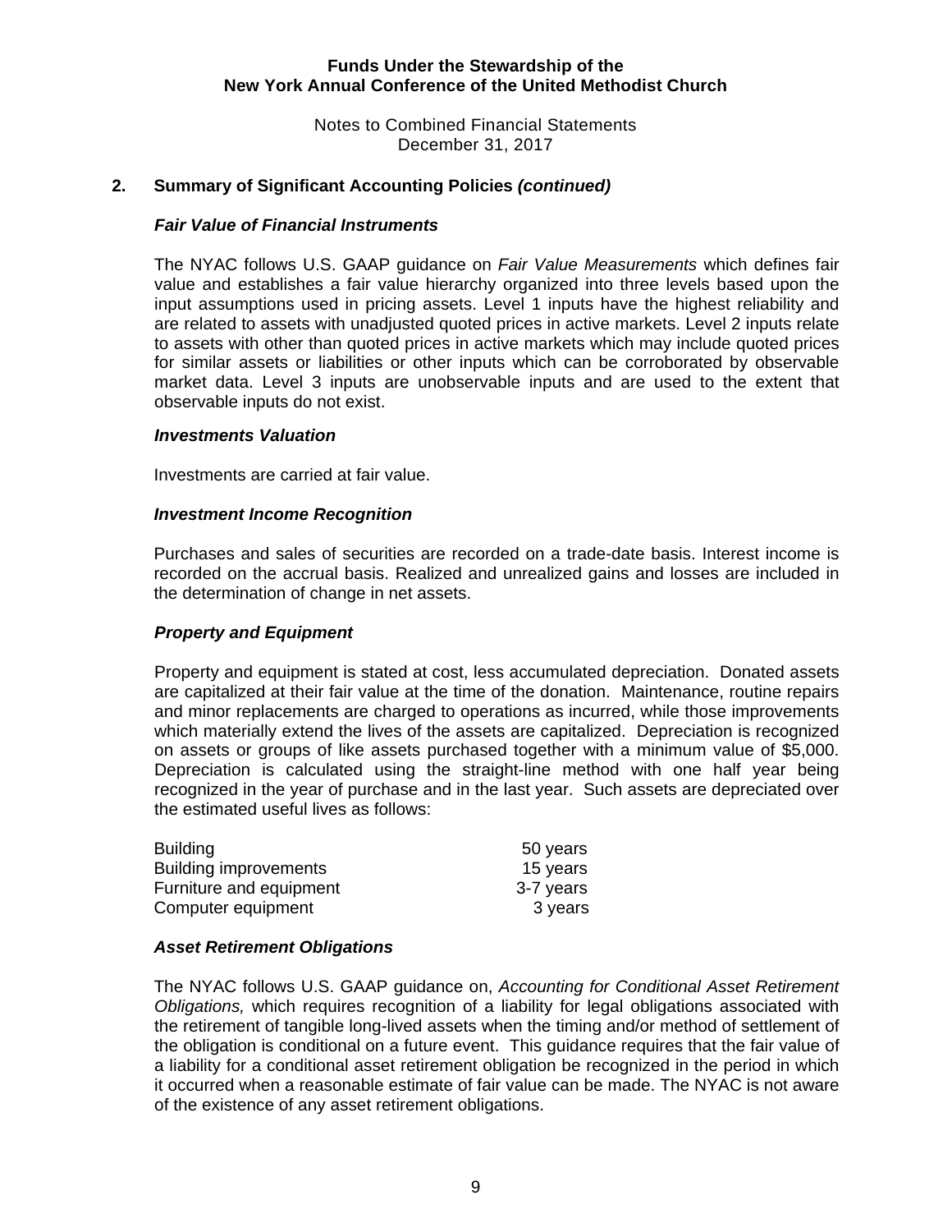**Funds Under the Stewardship of the New York Annual Conference of the United Methodist Church**

Notes to Combined Financial Statements
December 31, 2017

## 2. Summary of Significant Accounting Policies *(continued)*

### *Fair Value of Financial Instruments*

The NYAC follows U.S. GAAP guidance on *Fair Value Measurements* which defines fair value and establishes a fair value hierarchy organized into three levels based upon the input assumptions used in pricing assets. Level 1 inputs have the highest reliability and are related to assets with unadjusted quoted prices in active markets. Level 2 inputs relate to assets with other than quoted prices in active markets which may include quoted prices for similar assets or liabilities or other inputs which can be corroborated by observable market data. Level 3 inputs are unobservable inputs and are used to the extent that observable inputs do not exist.

### *Investments Valuation*

Investments are carried at fair value.

### *Investment Income Recognition*

Purchases and sales of securities are recorded on a trade-date basis. Interest income is recorded on the accrual basis. Realized and unrealized gains and losses are included in the determination of change in net assets.

### *Property and Equipment*

Property and equipment is stated at cost, less accumulated depreciation. Donated assets are capitalized at their fair value at the time of the donation. Maintenance, routine repairs and minor replacements are charged to operations as incurred, while those improvements which materially extend the lives of the assets are capitalized. Depreciation is recognized on assets or groups of like assets purchased together with a minimum value of $5,000. Depreciation is calculated using the straight-line method with one half year being recognized in the year of purchase and in the last year. Such assets are depreciated over the estimated useful lives as follows:

| | |
|---|---|
| Building | 50 years |
| Building improvements | 15 years |
| Furniture and equipment | 3-7 years |
| Computer equipment | 3 years |

### *Asset Retirement Obligations*

The NYAC follows U.S. GAAP guidance on, *Accounting for Conditional Asset Retirement Obligations,* which requires recognition of a liability for legal obligations associated with the retirement of tangible long-lived assets when the timing and/or method of settlement of the obligation is conditional on a future event. This guidance requires that the fair value of a liability for a conditional asset retirement obligation be recognized in the period in which it occurred when a reasonable estimate of fair value can be made. The NYAC is not aware of the existence of any asset retirement obligations.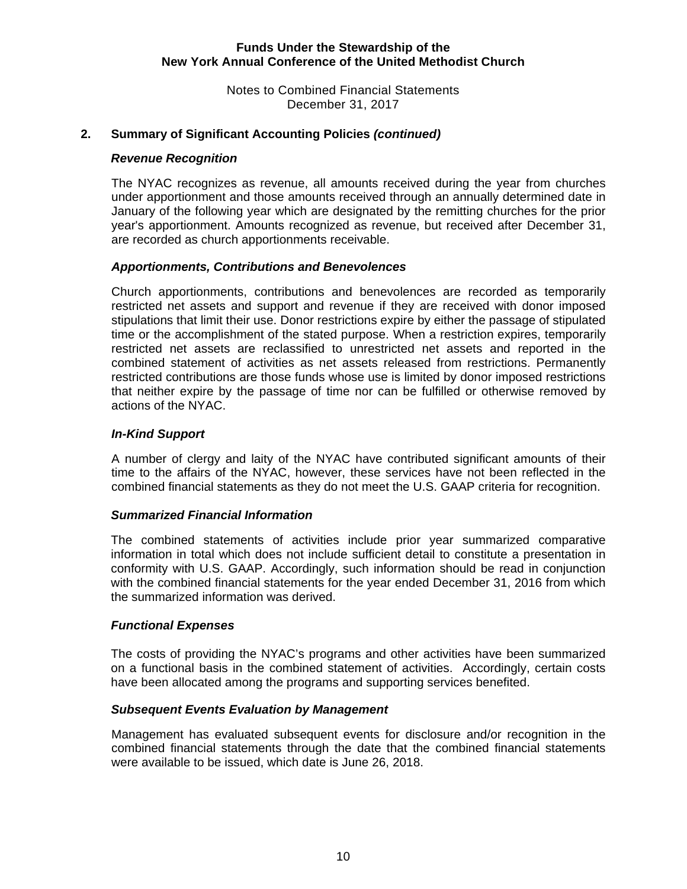## 2. Summary of Significant Accounting Policies *(continued)*

### *Revenue Recognition*

The NYAC recognizes as revenue, all amounts received during the year from churches under apportionment and those amounts received through an annually determined date in January of the following year which are designated by the remitting churches for the prior year's apportionment. Amounts recognized as revenue, but received after December 31, are recorded as church apportionments receivable.

### *Apportionments, Contributions and Benevolences*

Church apportionments, contributions and benevolences are recorded as temporarily restricted net assets and support and revenue if they are received with donor imposed stipulations that limit their use. Donor restrictions expire by either the passage of stipulated time or the accomplishment of the stated purpose. When a restriction expires, temporarily restricted net assets are reclassified to unrestricted net assets and reported in the combined statement of activities as net assets released from restrictions. Permanently restricted contributions are those funds whose use is limited by donor imposed restrictions that neither expire by the passage of time nor can be fulfilled or otherwise removed by actions of the NYAC.

### *In-Kind Support*

A number of clergy and laity of the NYAC have contributed significant amounts of their time to the affairs of the NYAC, however, these services have not been reflected in the combined financial statements as they do not meet the U.S. GAAP criteria for recognition.

### *Summarized Financial Information*

The combined statements of activities include prior year summarized comparative information in total which does not include sufficient detail to constitute a presentation in conformity with U.S. GAAP. Accordingly, such information should be read in conjunction with the combined financial statements for the year ended December 31, 2016 from which the summarized information was derived.

### *Functional Expenses*

The costs of providing the NYAC's programs and other activities have been summarized on a functional basis in the combined statement of activities. Accordingly, certain costs have been allocated among the programs and supporting services benefited.

### *Subsequent Events Evaluation by Management*

Management has evaluated subsequent events for disclosure and/or recognition in the combined financial statements through the date that the combined financial statements were available to be issued, which date is June 26, 2018.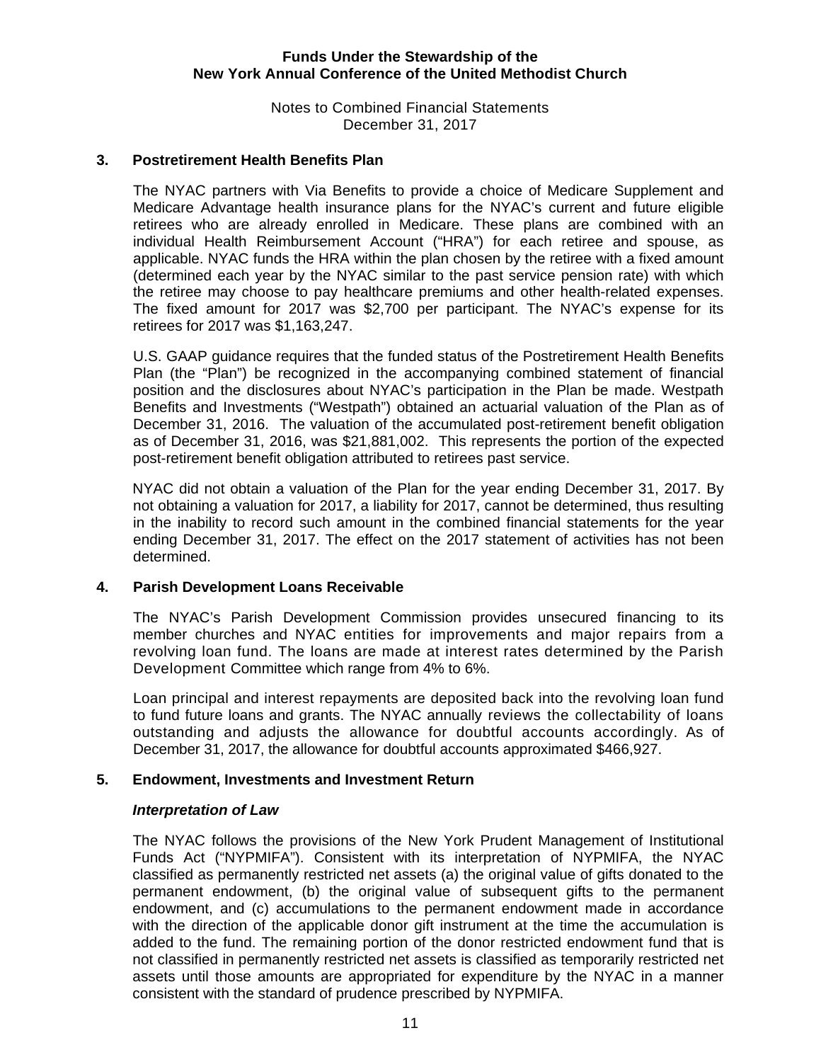## 3. Postretirement Health Benefits Plan

The NYAC partners with Via Benefits to provide a choice of Medicare Supplement and Medicare Advantage health insurance plans for the NYAC's current and future eligible retirees who are already enrolled in Medicare. These plans are combined with an individual Health Reimbursement Account ("HRA") for each retiree and spouse, as applicable. NYAC funds the HRA within the plan chosen by the retiree with a fixed amount (determined each year by the NYAC similar to the past service pension rate) with which the retiree may choose to pay healthcare premiums and other health-related expenses. The fixed amount for 2017 was $2,700 per participant. The NYAC's expense for its retirees for 2017 was $1,163,247.

U.S. GAAP guidance requires that the funded status of the Postretirement Health Benefits Plan (the "Plan") be recognized in the accompanying combined statement of financial position and the disclosures about NYAC's participation in the Plan be made. Westpath Benefits and Investments ("Westpath") obtained an actuarial valuation of the Plan as of December 31, 2016. The valuation of the accumulated post-retirement benefit obligation as of December 31, 2016, was $21,881,002. This represents the portion of the expected post-retirement benefit obligation attributed to retirees past service.

NYAC did not obtain a valuation of the Plan for the year ending December 31, 2017. By not obtaining a valuation for 2017, a liability for 2017, cannot be determined, thus resulting in the inability to record such amount in the combined financial statements for the year ending December 31, 2017. The effect on the 2017 statement of activities has not been determined.

## 4. Parish Development Loans Receivable

The NYAC's Parish Development Commission provides unsecured financing to its member churches and NYAC entities for improvements and major repairs from a revolving loan fund. The loans are made at interest rates determined by the Parish Development Committee which range from 4% to 6%.

Loan principal and interest repayments are deposited back into the revolving loan fund to fund future loans and grants. The NYAC annually reviews the collectability of loans outstanding and adjusts the allowance for doubtful accounts accordingly. As of December 31, 2017, the allowance for doubtful accounts approximated $466,927.

## 5. Endowment, Investments and Investment Return

### *Interpretation of Law*

The NYAC follows the provisions of the New York Prudent Management of Institutional Funds Act ("NYPMIFA"). Consistent with its interpretation of NYPMIFA, the NYAC classified as permanently restricted net assets (a) the original value of gifts donated to the permanent endowment, (b) the original value of subsequent gifts to the permanent endowment, and (c) accumulations to the permanent endowment made in accordance with the direction of the applicable donor gift instrument at the time the accumulation is added to the fund. The remaining portion of the donor restricted endowment fund that is not classified in permanently restricted net assets is classified as temporarily restricted net assets until those amounts are appropriated for expenditure by the NYAC in a manner consistent with the standard of prudence prescribed by NYPMIFA.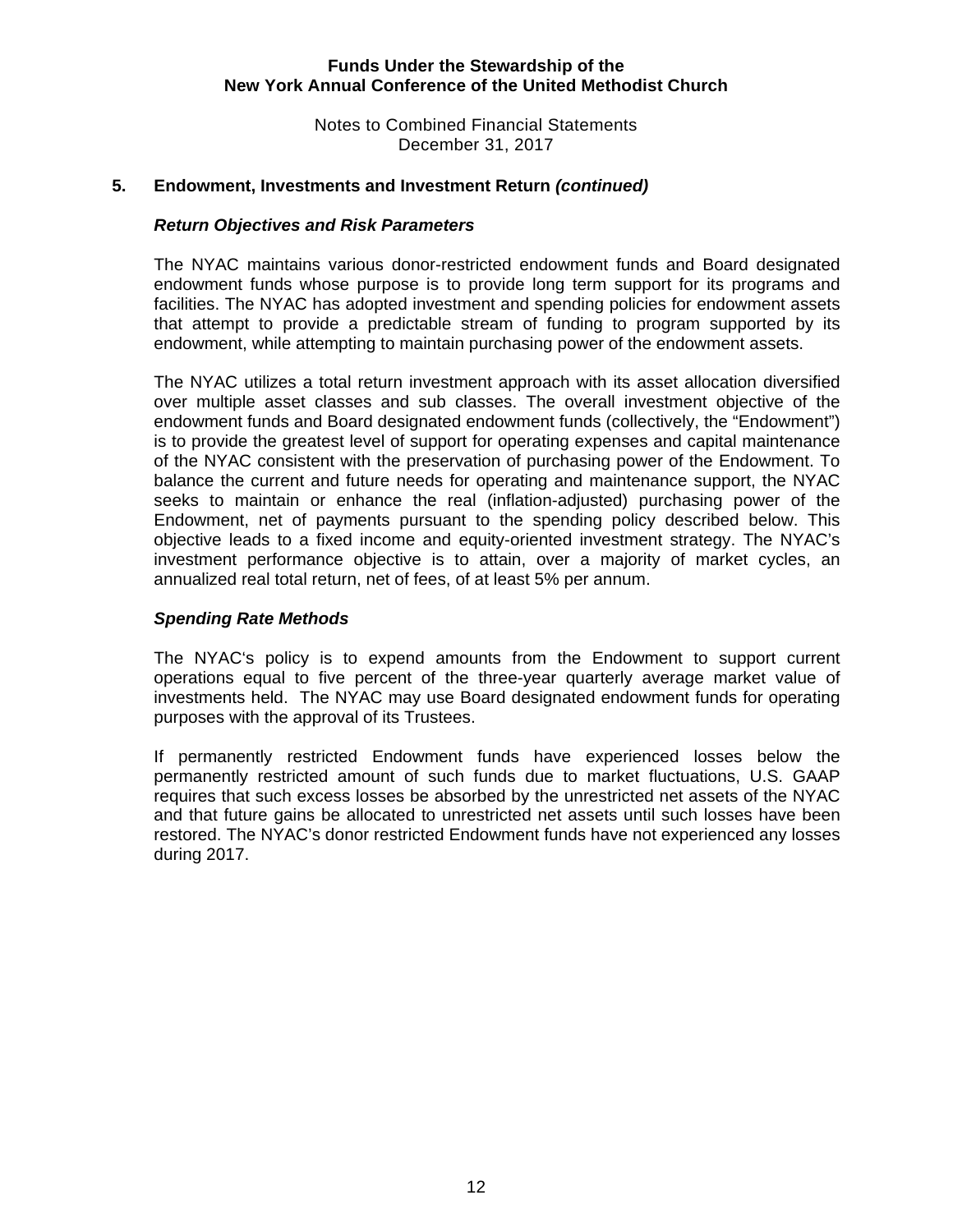### 5. Endowment, Investments and Investment Return *(continued)*

#### *Return Objectives and Risk Parameters*

The NYAC maintains various donor-restricted endowment funds and Board designated endowment funds whose purpose is to provide long term support for its programs and facilities. The NYAC has adopted investment and spending policies for endowment assets that attempt to provide a predictable stream of funding to program supported by its endowment, while attempting to maintain purchasing power of the endowment assets.

The NYAC utilizes a total return investment approach with its asset allocation diversified over multiple asset classes and sub classes. The overall investment objective of the endowment funds and Board designated endowment funds (collectively, the "Endowment") is to provide the greatest level of support for operating expenses and capital maintenance of the NYAC consistent with the preservation of purchasing power of the Endowment. To balance the current and future needs for operating and maintenance support, the NYAC seeks to maintain or enhance the real (inflation-adjusted) purchasing power of the Endowment, net of payments pursuant to the spending policy described below. This objective leads to a fixed income and equity-oriented investment strategy. The NYAC's investment performance objective is to attain, over a majority of market cycles, an annualized real total return, net of fees, of at least 5% per annum.

#### *Spending Rate Methods*

The NYAC's policy is to expend amounts from the Endowment to support current operations equal to five percent of the three-year quarterly average market value of investments held. The NYAC may use Board designated endowment funds for operating purposes with the approval of its Trustees.

If permanently restricted Endowment funds have experienced losses below the permanently restricted amount of such funds due to market fluctuations, U.S. GAAP requires that such excess losses be absorbed by the unrestricted net assets of the NYAC and that future gains be allocated to unrestricted net assets until such losses have been restored. The NYAC's donor restricted Endowment funds have not experienced any losses during 2017.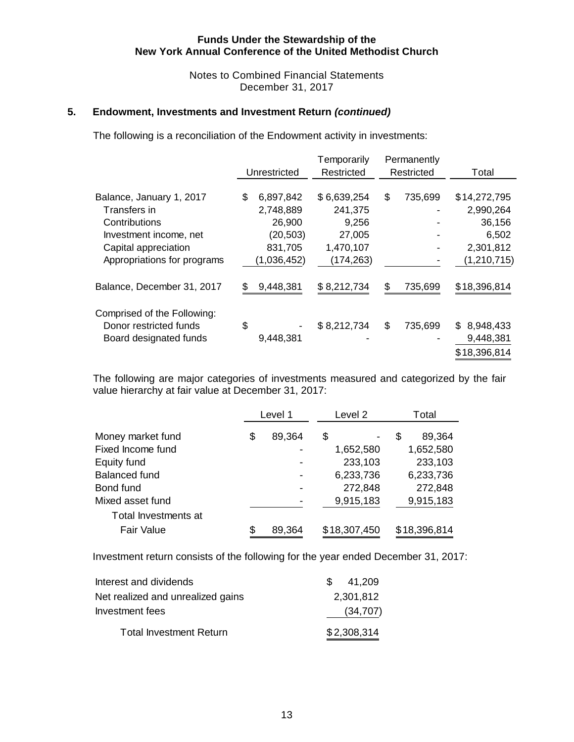**Funds Under the Stewardship of the**
**New York Annual Conference of the United Methodist Church**

Notes to Combined Financial Statements
December 31, 2017

## 5. Endowment, Investments and Investment Return *(continued)*

The following is a reconciliation of the Endowment activity in investments:

| | Unrestricted | Temporarily Restricted | Permanently Restricted | Total |
|---|---|---|---|---|
| Balance, January 1, 2017 | $ 6,897,842 | $ 6,639,254 | $ 735,699 | $14,272,795 |
| Transfers in | 2,748,889 | 241,375 | - | 2,990,264 |
| Contributions | 26,900 | 9,256 | - | 36,156 |
| Investment income, net | (20,503) | 27,005 | - | 6,502 |
| Capital appreciation | 831,705 | 1,470,107 | - | 2,301,812 |
| Appropriations for programs | (1,036,452) | (174,263) | - | (1,210,715) |
| Balance, December 31, 2017 | $ 9,448,381 | $ 8,212,734 | $ 735,699 | $18,396,814 |
| Comprised of the Following: | | | | |
| Donor restricted funds | $ - | $ 8,212,734 | $ 735,699 | $ 8,948,433 |
| Board designated funds | 9,448,381 | - | - | 9,448,381 |
| | | | | $18,396,814 |

The following are major categories of investments measured and categorized by the fair value hierarchy at fair value at December 31, 2017:

| | Level 1 | Level 2 | Total |
|---|---|---|---|
| Money market fund | $ 89,364 | $ - | $ 89,364 |
| Fixed Income fund | - | 1,652,580 | 1,652,580 |
| Equity fund | - | 233,103 | 233,103 |
| Balanced fund | - | 6,233,736 | 6,233,736 |
| Bond fund | - | 272,848 | 272,848 |
| Mixed asset fund | - | 9,915,183 | 9,915,183 |
| Total Investments at Fair Value | $ 89,364 | $18,307,450 | $18,396,814 |

Investment return consists of the following for the year ended December 31, 2017:

| | |
|---|---|
| Interest and dividends | $ 41,209 |
| Net realized and unrealized gains | 2,301,812 |
| Investment fees | (34,707) |
| Total Investment Return | $2,308,314 |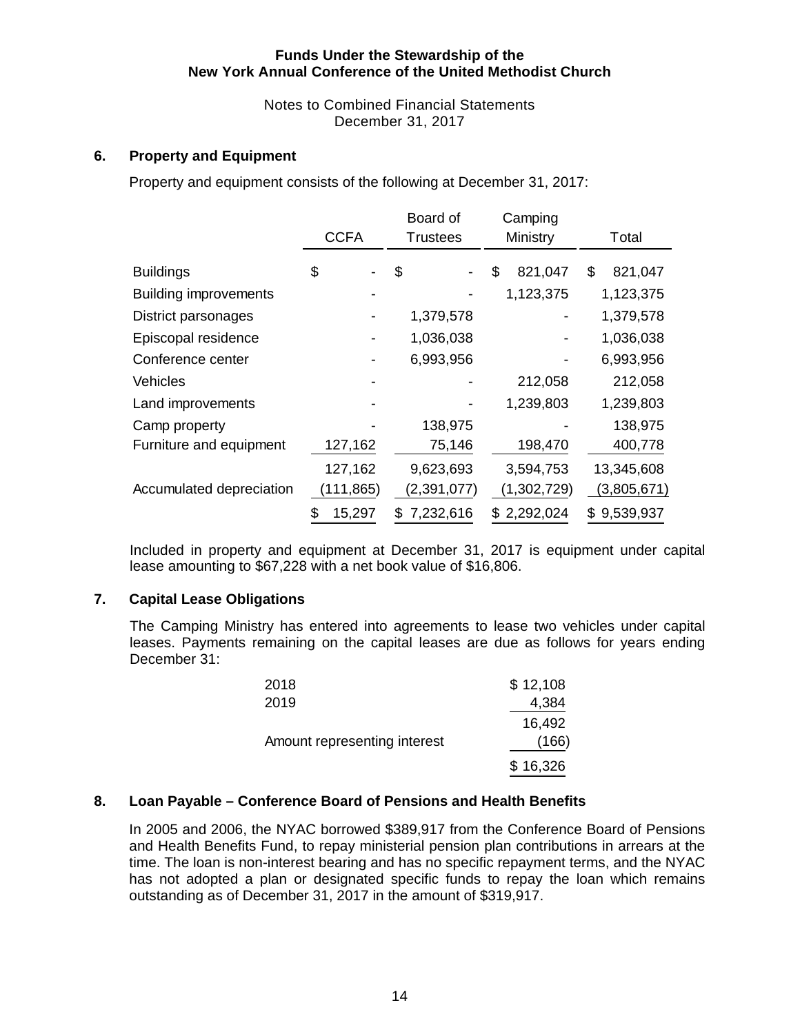**Funds Under the Stewardship of the**
**New York Annual Conference of the United Methodist Church**

Notes to Combined Financial Statements
December 31, 2017

## 6. Property and Equipment

Property and equipment consists of the following at December 31, 2017:

| | CCFA | Board of Trustees | Camping Ministry | Total |
|---|---|---|---|---|
| Buildings | $ - | $ - | $ 821,047 | $ 821,047 |
| Building improvements | - | - | 1,123,375 | 1,123,375 |
| District parsonages | - | 1,379,578 | - | 1,379,578 |
| Episcopal residence | - | 1,036,038 | - | 1,036,038 |
| Conference center | - | 6,993,956 | - | 6,993,956 |
| Vehicles | - | - | 212,058 | 212,058 |
| Land improvements | - | - | 1,239,803 | 1,239,803 |
| Camp property | - | 138,975 | - | 138,975 |
| Furniture and equipment | 127,162 | 75,146 | 198,470 | 400,778 |
| | 127,162 | 9,623,693 | 3,594,753 | 13,345,608 |
| Accumulated depreciation | (111,865) | (2,391,077) | (1,302,729) | (3,805,671) |
| | $ 15,297 | $ 7,232,616 | $ 2,292,024 | $ 9,539,937 |

Included in property and equipment at December 31, 2017 is equipment under capital lease amounting to $67,228 with a net book value of $16,806.

## 7. Capital Lease Obligations

The Camping Ministry has entered into agreements to lease two vehicles under capital leases. Payments remaining on the capital leases are due as follows for years ending December 31:

| | |
|---|---|
| 2018 | $ 12,108 |
| 2019 | 4,384 |
| | 16,492 |
| Amount representing interest | (166) |
| | $ 16,326 |

## 8. Loan Payable – Conference Board of Pensions and Health Benefits

In 2005 and 2006, the NYAC borrowed $389,917 from the Conference Board of Pensions and Health Benefits Fund, to repay ministerial pension plan contributions in arrears at the time. The loan is non-interest bearing and has no specific repayment terms, and the NYAC has not adopted a plan or designated specific funds to repay the loan which remains outstanding as of December 31, 2017 in the amount of $319,917.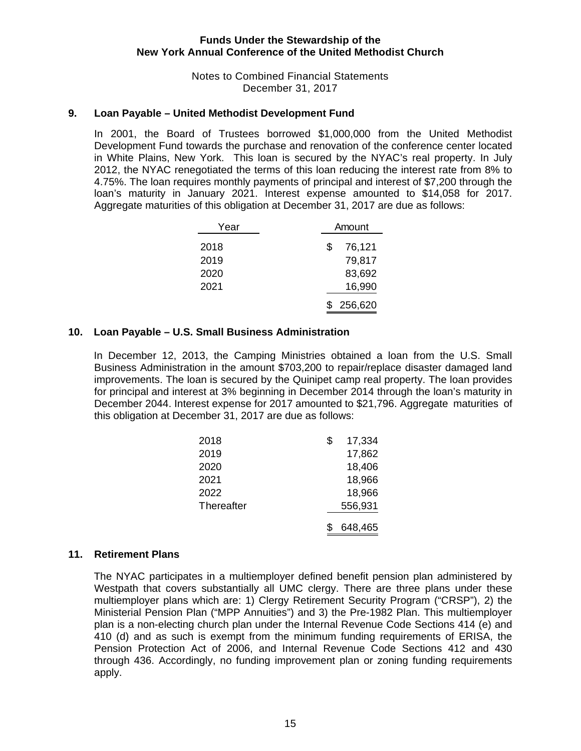## 9. Loan Payable – United Methodist Development Fund

In 2001, the Board of Trustees borrowed $1,000,000 from the United Methodist Development Fund towards the purchase and renovation of the conference center located in White Plains, New York. This loan is secured by the NYAC's real property. In July 2012, the NYAC renegotiated the terms of this loan reducing the interest rate from 8% to 4.75%. The loan requires monthly payments of principal and interest of $7,200 through the loan's maturity in January 2021. Interest expense amounted to $14,058 for 2017. Aggregate maturities of this obligation at December 31, 2017 are due as follows:

| Year | Amount |
|---|---|
| 2018 | $ 76,121 |
| 2019 | 79,817 |
| 2020 | 83,692 |
| 2021 | 16,990 |
| | $ 256,620 |

## 10. Loan Payable – U.S. Small Business Administration

In December 12, 2013, the Camping Ministries obtained a loan from the U.S. Small Business Administration in the amount $703,200 to repair/replace disaster damaged land improvements. The loan is secured by the Quinipet camp real property. The loan provides for principal and interest at 3% beginning in December 2014 through the loan's maturity in December 2044. Interest expense for 2017 amounted to $21,796. Aggregate maturities of this obligation at December 31, 2017 are due as follows:

| | |
|---|---|
| 2018 | $ 17,334 |
| 2019 | 17,862 |
| 2020 | 18,406 |
| 2021 | 18,966 |
| 2022 | 18,966 |
| Thereafter | 556,931 |
| | $ 648,465 |

## 11. Retirement Plans

The NYAC participates in a multiemployer defined benefit pension plan administered by Westpath that covers substantially all UMC clergy. There are three plans under these multiemployer plans which are: 1) Clergy Retirement Security Program ("CRSP"), 2) the Ministerial Pension Plan ("MPP Annuities") and 3) the Pre-1982 Plan. This multiemployer plan is a non-electing church plan under the Internal Revenue Code Sections 414 (e) and 410 (d) and as such is exempt from the minimum funding requirements of ERISA, the Pension Protection Act of 2006, and Internal Revenue Code Sections 412 and 430 through 436. Accordingly, no funding improvement plan or zoning funding requirements apply.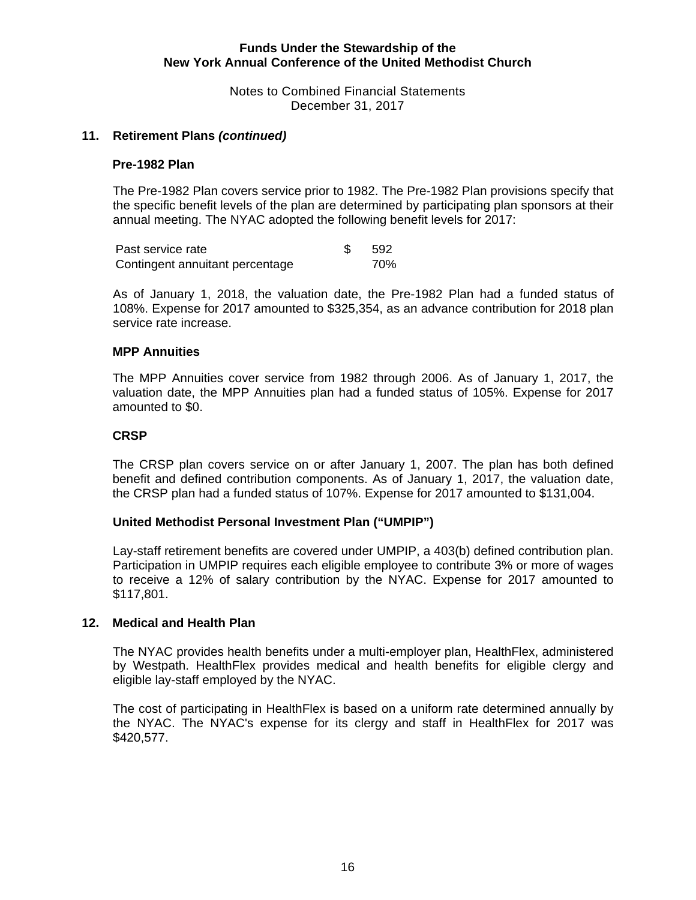## 11. Retirement Plans *(continued)*

### Pre-1982 Plan

The Pre-1982 Plan covers service prior to 1982. The Pre-1982 Plan provisions specify that the specific benefit levels of the plan are determined by participating plan sponsors at their annual meeting. The NYAC adopted the following benefit levels for 2017:

| | |
|---|---|
| Past service rate | $ 592 |
| Contingent annuitant percentage | 70% |

As of January 1, 2018, the valuation date, the Pre-1982 Plan had a funded status of 108%. Expense for 2017 amounted to $325,354, as an advance contribution for 2018 plan service rate increase.

### MPP Annuities

The MPP Annuities cover service from 1982 through 2006. As of January 1, 2017, the valuation date, the MPP Annuities plan had a funded status of 105%. Expense for 2017 amounted to $0.

### CRSP

The CRSP plan covers service on or after January 1, 2007. The plan has both defined benefit and defined contribution components. As of January 1, 2017, the valuation date, the CRSP plan had a funded status of 107%. Expense for 2017 amounted to $131,004.

### United Methodist Personal Investment Plan ("UMPIP")

Lay-staff retirement benefits are covered under UMPIP, a 403(b) defined contribution plan. Participation in UMPIP requires each eligible employee to contribute 3% or more of wages to receive a 12% of salary contribution by the NYAC. Expense for 2017 amounted to $117,801.

## 12. Medical and Health Plan

The NYAC provides health benefits under a multi-employer plan, HealthFlex, administered by Westpath. HealthFlex provides medical and health benefits for eligible clergy and eligible lay-staff employed by the NYAC.

The cost of participating in HealthFlex is based on a uniform rate determined annually by the NYAC. The NYAC's expense for its clergy and staff in HealthFlex for 2017 was $420,577.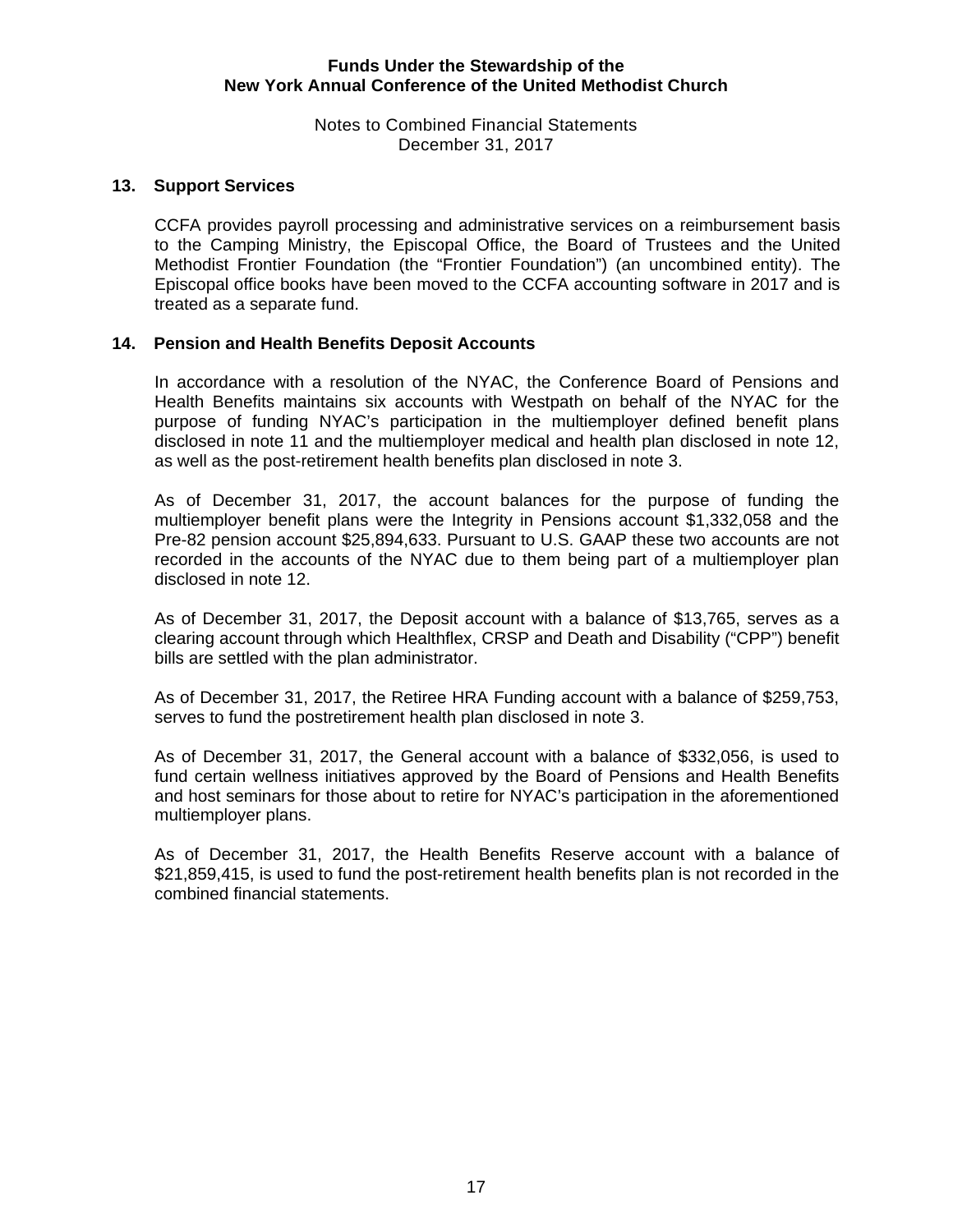## 13. Support Services

CCFA provides payroll processing and administrative services on a reimbursement basis to the Camping Ministry, the Episcopal Office, the Board of Trustees and the United Methodist Frontier Foundation (the "Frontier Foundation") (an uncombined entity). The Episcopal office books have been moved to the CCFA accounting software in 2017 and is treated as a separate fund.

## 14. Pension and Health Benefits Deposit Accounts

In accordance with a resolution of the NYAC, the Conference Board of Pensions and Health Benefits maintains six accounts with Westpath on behalf of the NYAC for the purpose of funding NYAC's participation in the multiemployer defined benefit plans disclosed in note 11 and the multiemployer medical and health plan disclosed in note 12, as well as the post-retirement health benefits plan disclosed in note 3.

As of December 31, 2017, the account balances for the purpose of funding the multiemployer benefit plans were the Integrity in Pensions account $1,332,058 and the Pre-82 pension account $25,894,633. Pursuant to U.S. GAAP these two accounts are not recorded in the accounts of the NYAC due to them being part of a multiemployer plan disclosed in note 12.

As of December 31, 2017, the Deposit account with a balance of $13,765, serves as a clearing account through which Healthflex, CRSP and Death and Disability ("CPP") benefit bills are settled with the plan administrator.

As of December 31, 2017, the Retiree HRA Funding account with a balance of $259,753, serves to fund the postretirement health plan disclosed in note 3.

As of December 31, 2017, the General account with a balance of $332,056, is used to fund certain wellness initiatives approved by the Board of Pensions and Health Benefits and host seminars for those about to retire for NYAC's participation in the aforementioned multiemployer plans.

As of December 31, 2017, the Health Benefits Reserve account with a balance of $21,859,415, is used to fund the post-retirement health benefits plan is not recorded in the combined financial statements.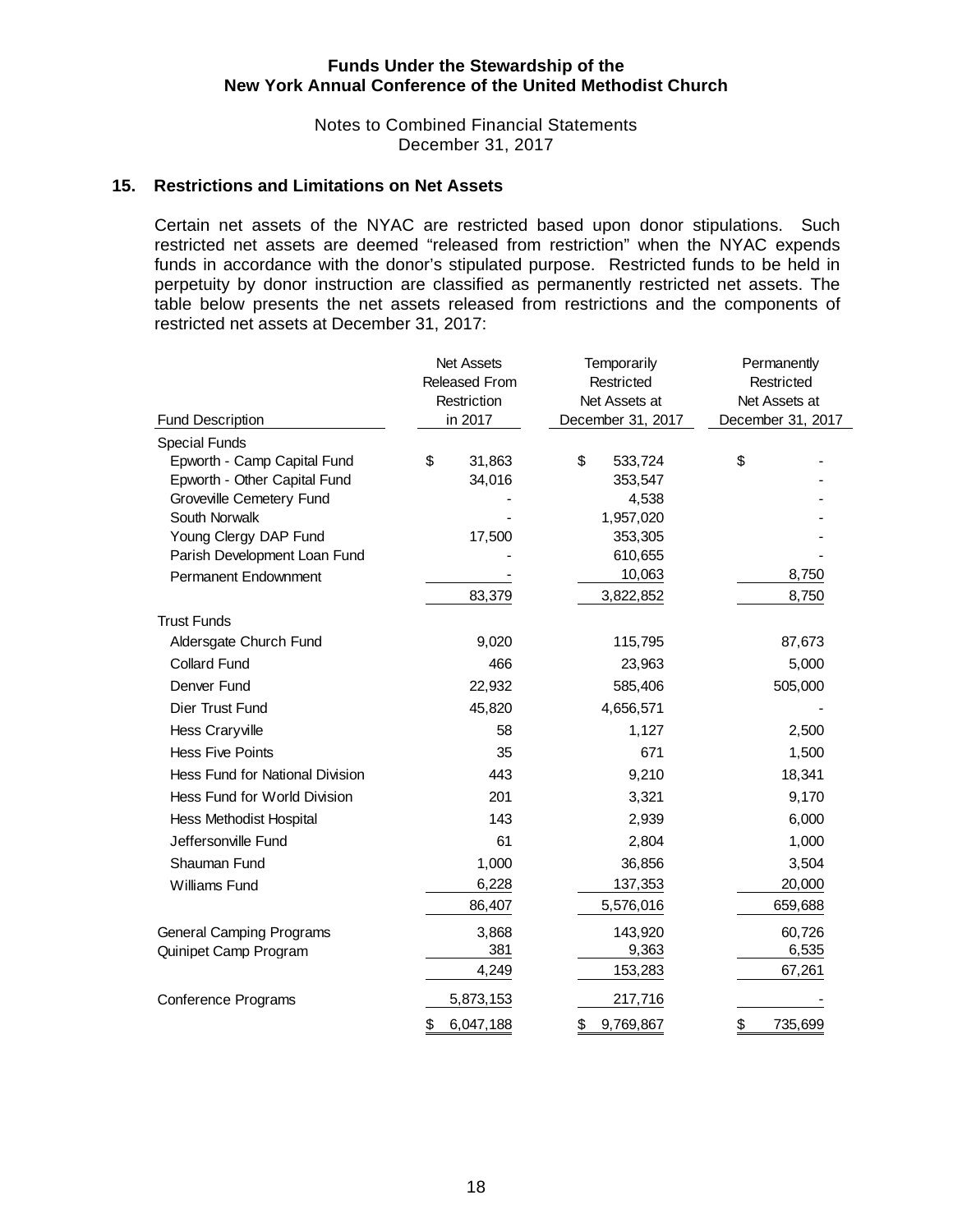## 15. Restrictions and Limitations on Net Assets

Certain net assets of the NYAC are restricted based upon donor stipulations. Such restricted net assets are deemed "released from restriction" when the NYAC expends funds in accordance with the donor's stipulated purpose. Restricted funds to be held in perpetuity by donor instruction are classified as permanently restricted net assets. The table below presents the net assets released from restrictions and the components of restricted net assets at December 31, 2017:

| Fund Description | Net Assets Released From Restriction in 2017 | Temporarily Restricted Net Assets at December 31, 2017 | Permanently Restricted Net Assets at December 31, 2017 |
|---|---|---|---|
| Special Funds | | | |
| Epworth - Camp Capital Fund | $ 31,863 | $ 533,724 | $ - |
| Epworth - Other Capital Fund | 34,016 | 353,547 | - |
| Groveville Cemetery Fund | - | 4,538 | - |
| South Norwalk | - | 1,957,020 | - |
| Young Clergy DAP Fund | 17,500 | 353,305 | - |
| Parish Development Loan Fund | - | 610,655 | - |
| Permanent Endownment | - | 10,063 | 8,750 |
| | 83,379 | 3,822,852 | 8,750 |
| Trust Funds | | | |
| Aldersgate Church Fund | 9,020 | 115,795 | 87,673 |
| Collard Fund | 466 | 23,963 | 5,000 |
| Denver Fund | 22,932 | 585,406 | 505,000 |
| Dier Trust Fund | 45,820 | 4,656,571 | - |
| Hess Craryville | 58 | 1,127 | 2,500 |
| Hess Five Points | 35 | 671 | 1,500 |
| Hess Fund for National Division | 443 | 9,210 | 18,341 |
| Hess Fund for World Division | 201 | 3,321 | 9,170 |
| Hess Methodist Hospital | 143 | 2,939 | 6,000 |
| Jeffersonville Fund | 61 | 2,804 | 1,000 |
| Shauman Fund | 1,000 | 36,856 | 3,504 |
| Williams Fund | 6,228 | 137,353 | 20,000 |
| | 86,407 | 5,576,016 | 659,688 |
| General Camping Programs | 3,868 | 143,920 | 60,726 |
| Quinipet Camp Program | 381 | 9,363 | 6,535 |
| | 4,249 | 153,283 | 67,261 |
| Conference Programs | 5,873,153 | 217,716 | - |
| | $ 6,047,188 | $ 9,769,867 | $ 735,699 |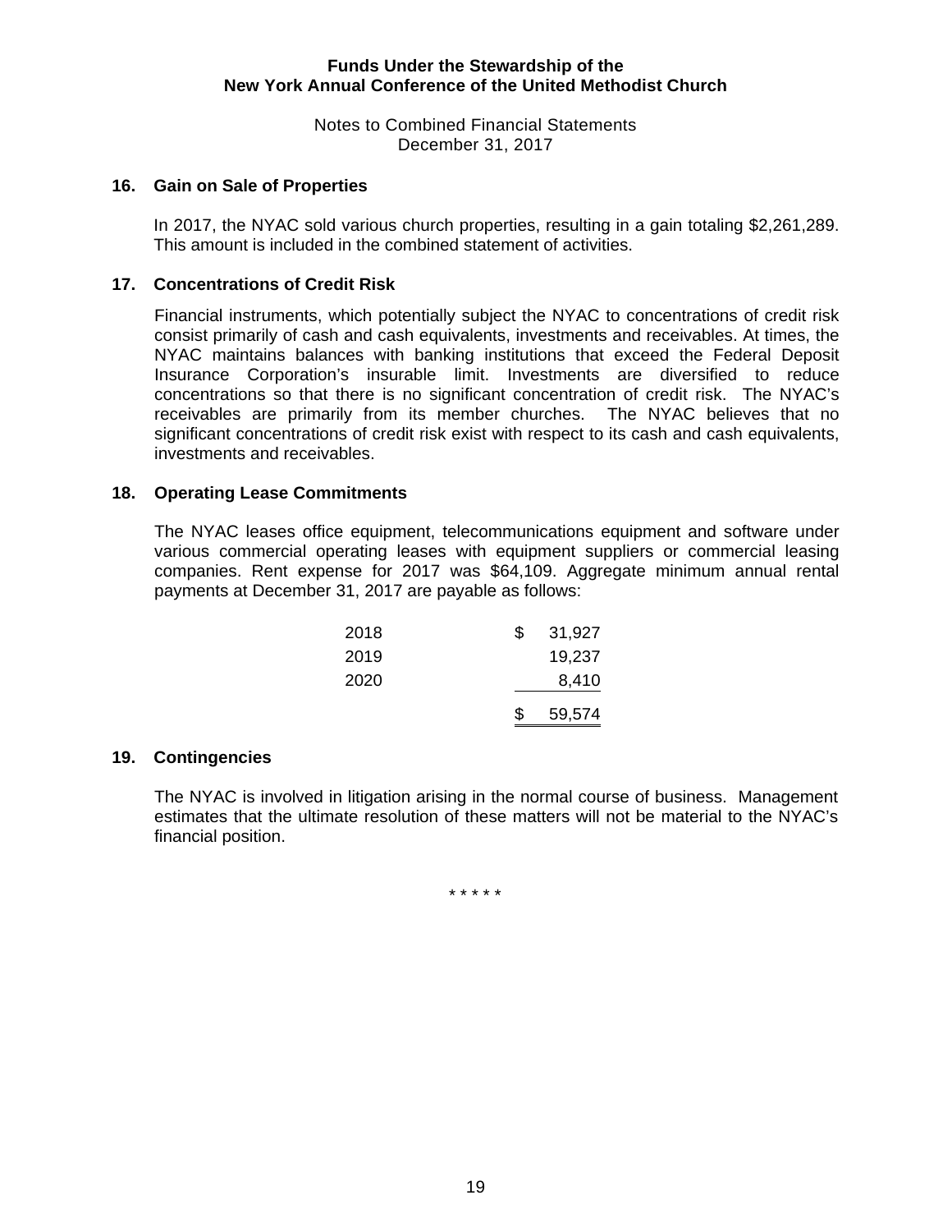# Funds Under the Stewardship of the New York Annual Conference of the United Methodist Church

Notes to Combined Financial Statements
December 31, 2017

## 16. Gain on Sale of Properties

In 2017, the NYAC sold various church properties, resulting in a gain totaling $2,261,289. This amount is included in the combined statement of activities.

## 17. Concentrations of Credit Risk

Financial instruments, which potentially subject the NYAC to concentrations of credit risk consist primarily of cash and cash equivalents, investments and receivables. At times, the NYAC maintains balances with banking institutions that exceed the Federal Deposit Insurance Corporation's insurable limit. Investments are diversified to reduce concentrations so that there is no significant concentration of credit risk. The NYAC's receivables are primarily from its member churches. The NYAC believes that no significant concentrations of credit risk exist with respect to its cash and cash equivalents, investments and receivables.

## 18. Operating Lease Commitments

The NYAC leases office equipment, telecommunications equipment and software under various commercial operating leases with equipment suppliers or commercial leasing companies. Rent expense for 2017 was $64,109. Aggregate minimum annual rental payments at December 31, 2017 are payable as follows:

| Year | Amount |
|---|---|
| 2018 | $ 31,927 |
| 2019 | 19,237 |
| 2020 | 8,410 |
| | $ 59,574 |

## 19. Contingencies

The NYAC is involved in litigation arising in the normal course of business. Management estimates that the ultimate resolution of these matters will not be material to the NYAC's financial position.

* * * * *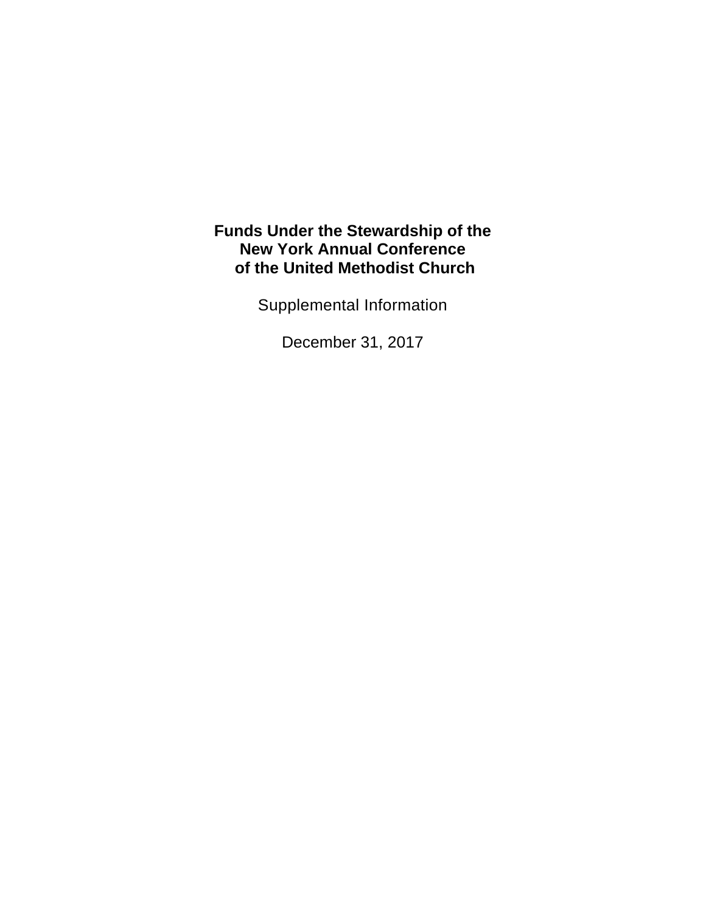# Funds Under the Stewardship of the New York Annual Conference of the United Methodist Church

Supplemental Information

December 31, 2017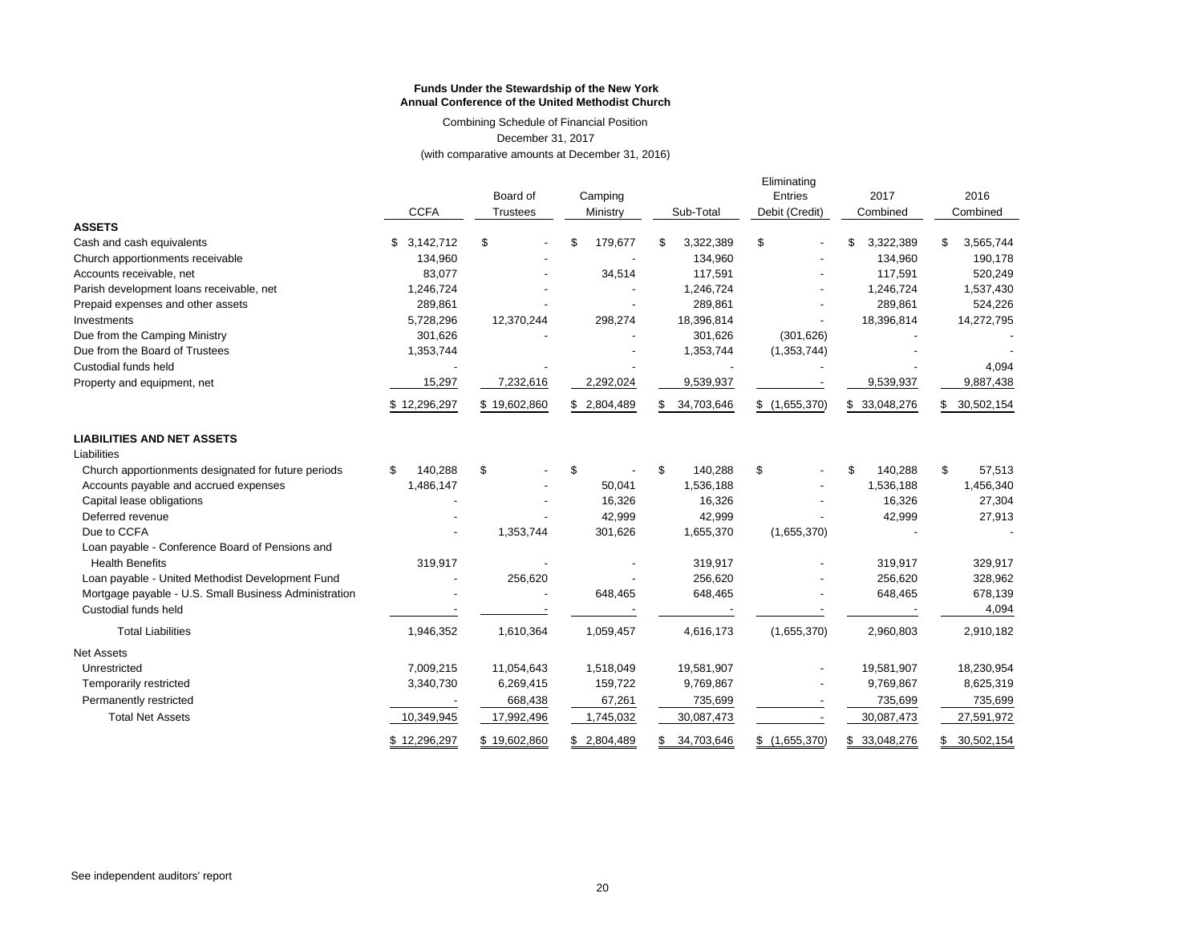**Funds Under the Stewardship of the New York Annual Conference of the United Methodist Church**

Combining Schedule of Financial Position
December 31, 2017
(with comparative amounts at December 31, 2016)

| | CCFA | Board of Trustees | Camping Ministry | Sub-Total | Eliminating Entries Debit (Credit) | 2017 Combined | 2016 Combined |
|---|---|---|---|---|---|---|---|
| **ASSETS** | | | | | | | |
| Cash and cash equivalents | $ 3,142,712 | $ - | $ 179,677 | $ 3,322,389 | $ - | $ 3,322,389 | $ 3,565,744 |
| Church apportionments receivable | 134,960 | - | - | 134,960 | - | 134,960 | 190,178 |
| Accounts receivable, net | 83,077 | - | 34,514 | 117,591 | - | 117,591 | 520,249 |
| Parish development loans receivable, net | 1,246,724 | - | - | 1,246,724 | - | 1,246,724 | 1,537,430 |
| Prepaid expenses and other assets | 289,861 | - | - | 289,861 | - | 289,861 | 524,226 |
| Investments | 5,728,296 | 12,370,244 | 298,274 | 18,396,814 | - | 18,396,814 | 14,272,795 |
| Due from the Camping Ministry | 301,626 | - | - | 301,626 | (301,626) | - | - |
| Due from the Board of Trustees | 1,353,744 | | - | 1,353,744 | (1,353,744) | - | - |
| Custodial funds held | - | - | - | - | - | - | 4,094 |
| Property and equipment, net | 15,297 | 7,232,616 | 2,292,024 | 9,539,937 | - | 9,539,937 | 9,887,438 |
| | $ 12,296,297 | $ 19,602,860 | $ 2,804,489 | $ 34,703,646 | $ (1,655,370) | $ 33,048,276 | $ 30,502,154 |
| **LIABILITIES AND NET ASSETS** | | | | | | | |
| Liabilities | | | | | | | |
| Church apportionments designated for future periods | $ 140,288 | $ - | $ - | $ 140,288 | $ - | $ 140,288 | $ 57,513 |
| Accounts payable and accrued expenses | 1,486,147 | - | 50,041 | 1,536,188 | - | 1,536,188 | 1,456,340 |
| Capital lease obligations | - | - | 16,326 | 16,326 | - | 16,326 | 27,304 |
| Deferred revenue | - | - | 42,999 | 42,999 | - | 42,999 | 27,913 |
| Due to CCFA | - | 1,353,744 | 301,626 | 1,655,370 | (1,655,370) | - | - |
| Loan payable - Conference Board of Pensions and Health Benefits | 319,917 | - | - | 319,917 | - | 319,917 | 329,917 |
| Loan payable - United Methodist Development Fund | - | 256,620 | - | 256,620 | - | 256,620 | 328,962 |
| Mortgage payable - U.S. Small Business Administration | - | - | 648,465 | 648,465 | - | 648,465 | 678,139 |
| Custodial funds held | - | - | - | - | - | - | 4,094 |
| Total Liabilities | 1,946,352 | 1,610,364 | 1,059,457 | 4,616,173 | (1,655,370) | 2,960,803 | 2,910,182 |
| Net Assets | | | | | | | |
| Unrestricted | 7,009,215 | 11,054,643 | 1,518,049 | 19,581,907 | - | 19,581,907 | 18,230,954 |
| Temporarily restricted | 3,340,730 | 6,269,415 | 159,722 | 9,769,867 | - | 9,769,867 | 8,625,319 |
| Permanently restricted | - | 668,438 | 67,261 | 735,699 | - | 735,699 | 735,699 |
| Total Net Assets | 10,349,945 | 17,992,496 | 1,745,032 | 30,087,473 | - | 30,087,473 | 27,591,972 |
| | $ 12,296,297 | $ 19,602,860 | $ 2,804,489 | $ 34,703,646 | $ (1,655,370) | $ 33,048,276 | $ 30,502,154 |

See independent auditors' report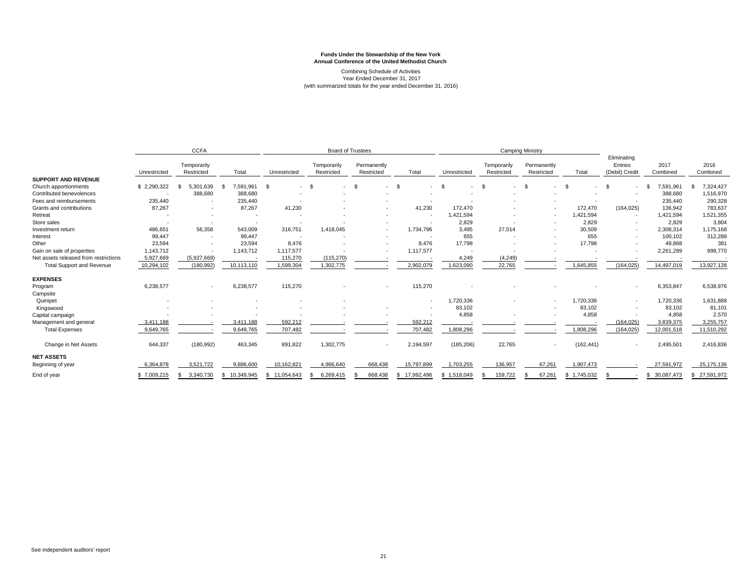**Funds Under the Stewardship of the New York**
**Annual Conference of the United Methodist Church**

Combining Schedule of Activities
Year Ended December 31, 2017
(with summarized totals for the year ended December 31, 2016)

| | CCFA | | | Board of Trustees | | | | Camping Ministry | | | | | | |
|---|---|---|---|---|---|---|---|---|---|---|---|---|---|---|
| | Unrestricted | Temporarily Restricted | Total | Unrestricted | Temporarily Restricted | Permanently Restricted | Total | Unrestricted | Temporarily Restricted | Permanently Restricted | Total | Eliminating Entries (Debit) Credit | 2017 Combined | 2016 Combined |
| **SUPPORT AND REVENUE** | | | | | | | | | | | | | | |
| Church apportionments | $ 2,290,322 | $ 5,301,639 | $ 7,591,961 | $ - | $ - | $ - | $ - | $ - | $ - | $ - | $ - | $ - | $ 7,591,961 | $ 7,324,427 |
| Contributed benevolences | - | 388,680 | 388,680 | - | - | - | - | - | - | - | - | - | 388,680 | 1,516,970 |
| Fees and reimbursements | 235,440 | - | 235,440 | - | - | - | - | - | - | - | - | - | 235,440 | 290,328 |
| Grants and contributions | 87,267 | - | 87,267 | 41,230 | - | - | 41,230 | 172,470 | - | - | 172,470 | (164,025) | 136,942 | 783,637 |
| Retreat | - | - | - | - | - | - | - | 1,421,594 | - | - | 1,421,594 | - | 1,421,594 | 1,521,355 |
| Store sales | - | - | - | - | - | - | - | 2,829 | - | - | 2,829 | - | 2,829 | 3,804 |
| Investment return | 486,651 | 56,358 | 543,009 | 316,751 | 1,418,045 | - | 1,734,796 | 3,495 | 27,014 | - | 30,509 | - | 2,308,314 | 1,175,168 |
| Interest | 99,447 | - | 99,447 | - | - | - | - | 655 | - | - | 655 | - | 100,102 | 312,288 |
| Other | 23,594 | - | 23,594 | 8,476 | - | - | 8,476 | 17,798 | - | - | 17,798 | - | 49,868 | 381 |
| Gain on sale of properties | 1,143,712 | - | 1,143,712 | 1,117,577 | - | - | 1,117,577 | - | - | - | - | - | 2,261,289 | 998,770 |
| Net assets released from restrictions | 5,927,669 | (5,927,669) | - | 115,270 | (115,270) | - | - | 4,249 | (4,249) | - | - | - | - | - |
| Total Support and Revenue | 10,294,102 | (180,992) | 10,113,110 | 1,599,304 | 1,302,775 | - | 2,902,079 | 1,623,090 | 22,765 | - | 1,645,855 | (164,025) | 14,497,019 | 13,927,128 |
| **EXPENSES** | | | | | | | | | | | | | | |
| Program | 6,238,577 | - | 6,238,577 | 115,270 | - | - | 115,270 | - | - | - | - | - | 6,353,847 | 6,538,976 |
| Campsite | | | | | | | | | | | | | | |
| Quinipet | - | - | - | - | - | - | - | 1,720,336 | - | - | 1,720,336 | - | 1,720,336 | 1,631,888 |
| Kingswood | - | - | - | - | - | - | - | 83,102 | - | - | 83,102 | - | 83,102 | 81,101 |
| Capital campaign | - | - | - | - | - | - | - | 4,858 | - | - | 4,858 | - | 4,858 | 2,570 |
| Management and general | 3,411,188 | - | 3,411,188 | 592,212 | - | - | 592,212 | - | - | - | - | (164,025) | 3,839,375 | 3,255,757 |
| Total Expenses | 9,649,765 | - | 9,649,765 | 707,482 | - | - | 707,482 | 1,808,296 | - | - | 1,808,296 | (164,025) | 12,001,518 | 11,510,292 |
| Change in Net Assets | 644,337 | (180,992) | 463,345 | 891,822 | 1,302,775 | - | 2,194,597 | (185,206) | 22,765 | - | (162,441) | - | 2,495,501 | 2,416,836 |
| **NET ASSETS** | | | | | | | | | | | | | | |
| Beginning of year | 6,364,878 | 3,521,722 | 9,886,600 | 10,162,821 | 4,966,640 | 668,438 | 15,797,899 | 1,703,255 | 136,957 | 67,261 | 1,907,473 | - | 27,591,972 | 25,175,136 |
| End of year | $ 7,009,215 | $ 3,340,730 | $ 10,349,945 | $ 11,054,643 | $ 6,269,415 | $ 668,438 | $ 17,992,496 | $ 1,518,049 | $ 159,722 | $ 67,261 | $ 1,745,032 | $ - | $ 30,087,473 | $ 27,591,972 |

See independent auditors' report